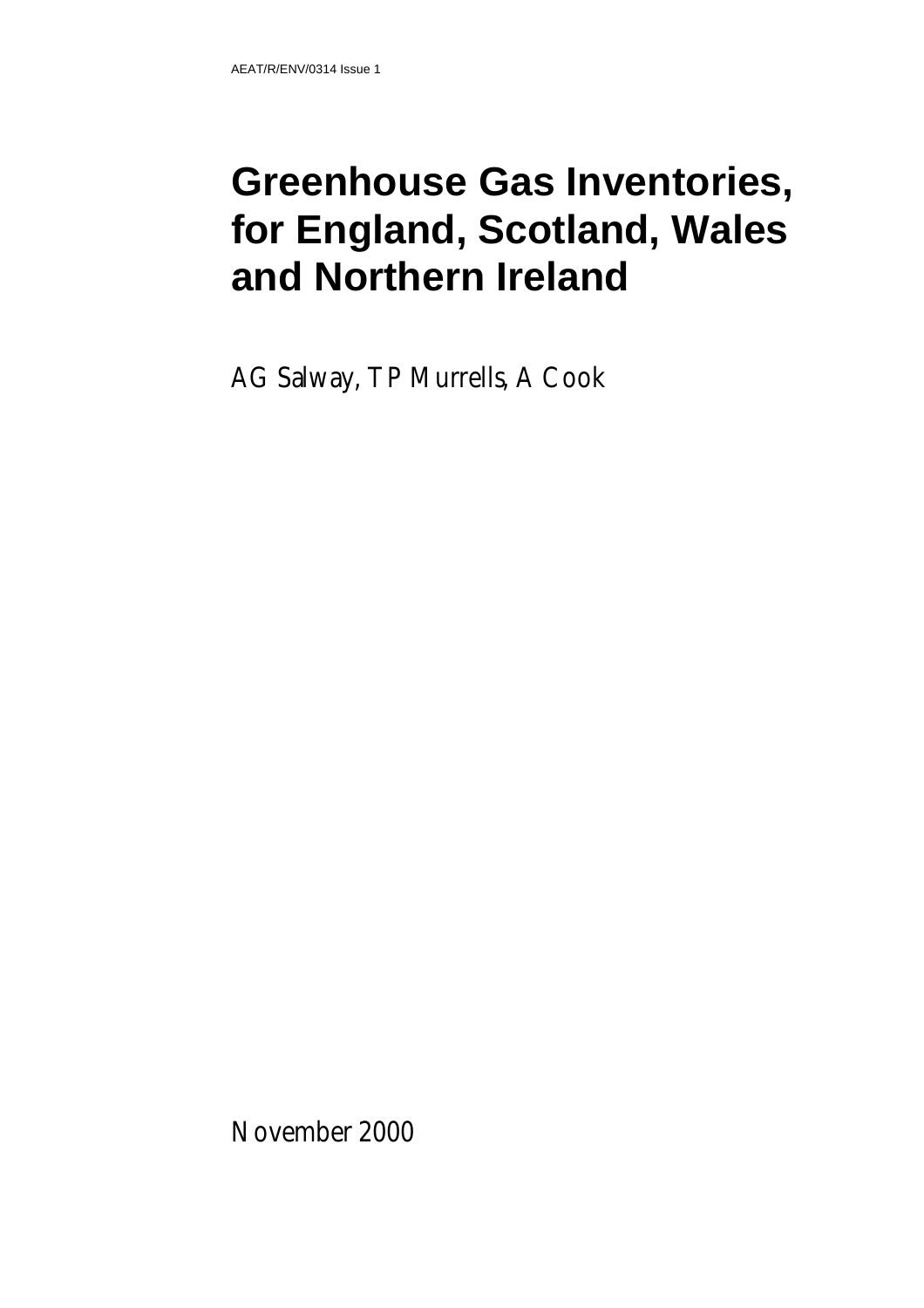AEAT/R/ENV/0314 Issue 1

# Greenhouse Gas Inventories, for England, Scotland, Wales and Northern Ireland

AG Salway, TP Murrells, A Cook

November 2000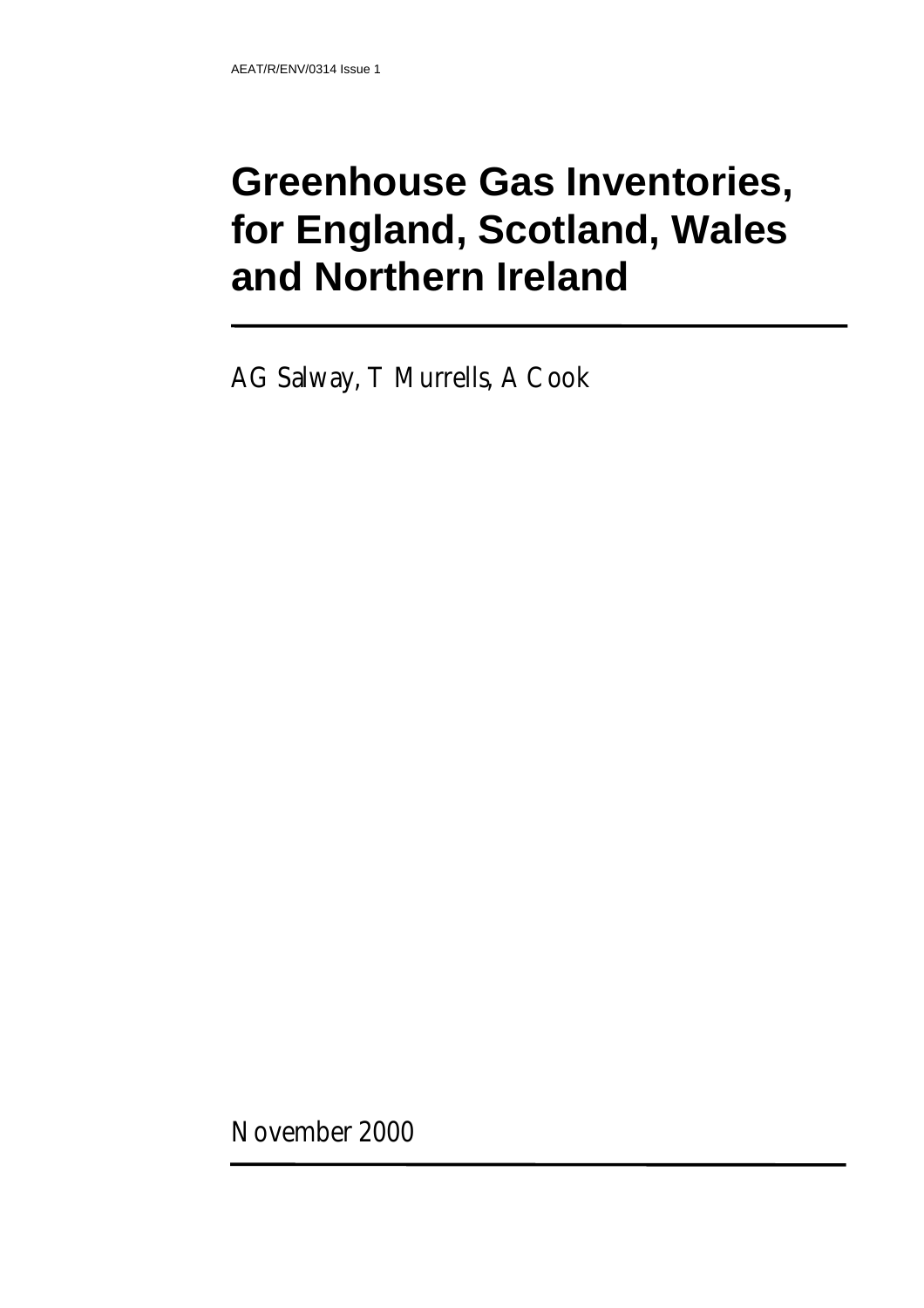AEAT/R/ENV/0314 Issue 1

# Greenhouse Gas Inventories, for England, Scotland, Wales and Northern Ireland

AG Salway, T Murrells, A Cook

November 2000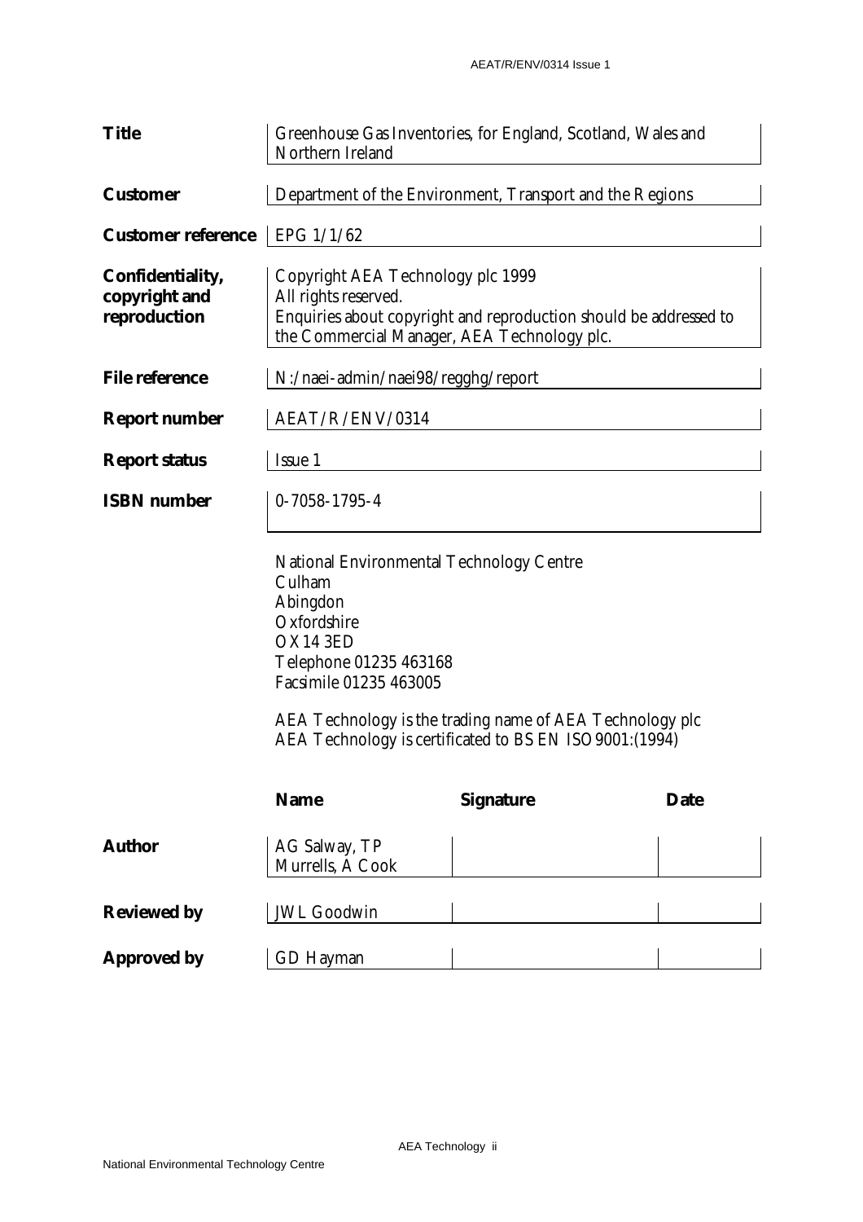| | |
|---|---|
| **Title** | Greenhouse Gas Inventories, for England, Scotland, Wales and Northern Ireland |
| **Customer** | Department of the Environment, Transport and the Regions |
| **Customer reference** | EPG 1/1/62 |
| **Confidentiality, copyright and reproduction** | Copyright AEA Technology plc 1999<br>All rights reserved.<br>Enquiries about copyright and reproduction should be addressed to the Commercial Manager, AEA Technology plc. |
| **File reference** | N:/naei-admin/naei98/regghg/report |
| **Report number** | AEAT/R/ENV/0314 |
| **Report status** | Issue 1 |
| **ISBN number** | 0-7058-1795-4 |

National Environmental Technology Centre
Culham
Abingdon
Oxfordshire
OX14 3ED
Telephone 01235 463168
Facsimile 01235 463005

AEA Technology is the trading name of AEA Technology plc
AEA Technology is certificated to BS EN ISO9001:(1994)

| | Name | Signature | Date |
|---|---|---|---|
| **Author** | AG Salway, TP Murrells, A Cook | | |
| **Reviewed by** | JWL Goodwin | | |
| **Approved by** | GD Hayman | | |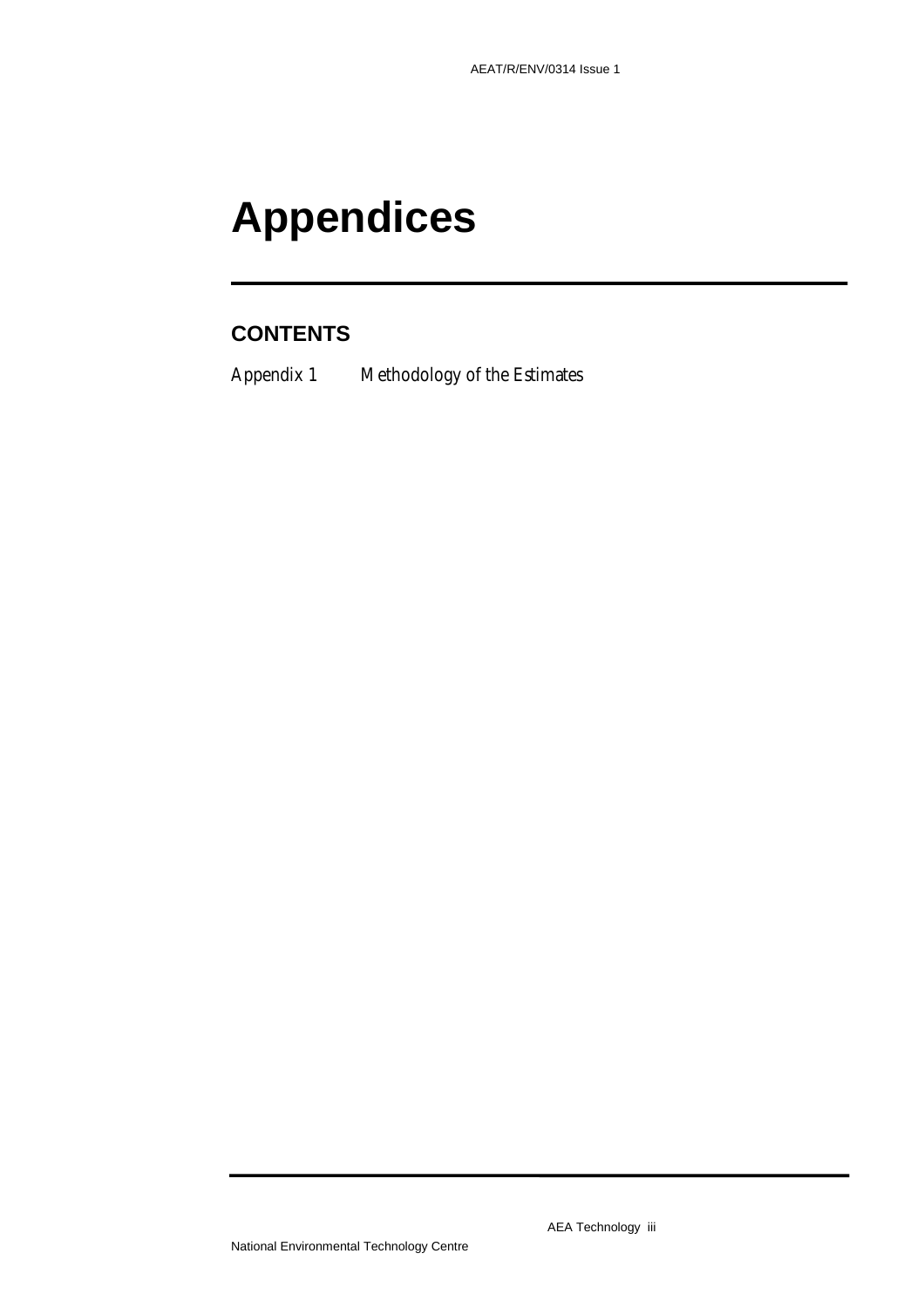# Appendices

## CONTENTS

*Appendix 1 Methodology of the Estimates*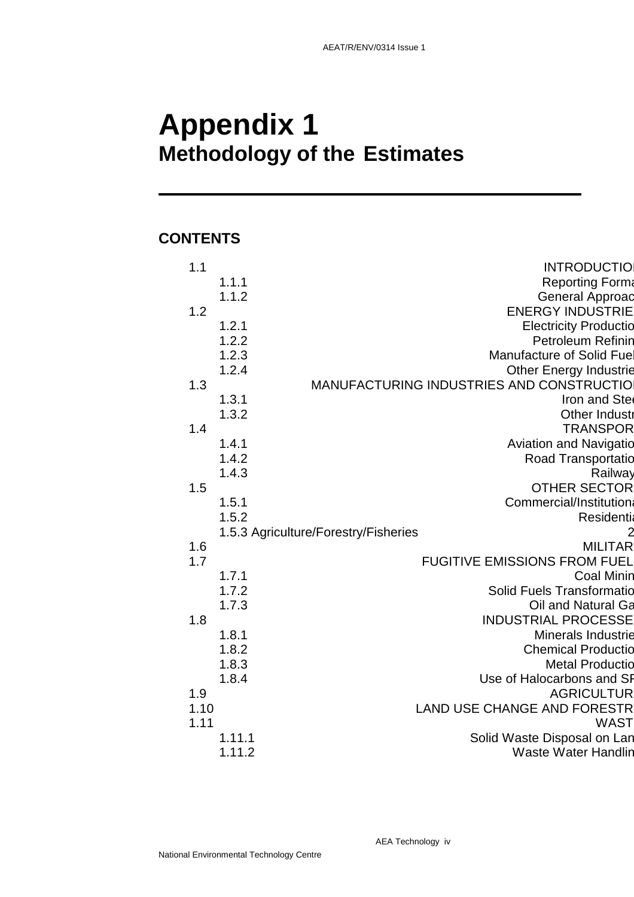# Appendix 1
## Methodology of the Estimates

---

**CONTENTS**

1.1 INTRODUCTIO
- 1.1.1 Reporting Forma
- 1.1.2 General Approac

1.2 ENERGY INDUSTRIE
- 1.2.1 Electricity Productio
- 1.2.2 Petroleum Refinin
- 1.2.3 Manufacture of Solid Fuel
- 1.2.4 Other Energy Industrie

1.3 MANUFACTURING INDUSTRIES AND CONSTRUCTIO
- 1.3.1 Iron and Stee
- 1.3.2 Other Industr

1.4 TRANSPOR
- 1.4.1 Aviation and Navigatio
- 1.4.2 Road Transportatio
- 1.4.3 Railway

1.5 OTHER SECTOR
- 1.5.1 Commercial/Institution
- 1.5.2 Residenti
- 1.5.3 Agriculture/Forestry/Fisheries 2

1.6 MILITAR

1.7 FUGITIVE EMISSIONS FROM FUEL
- 1.7.1 Coal Minin
- 1.7.2 Solid Fuels Transformatio
- 1.7.3 Oil and Natural Ga

1.8 INDUSTRIAL PROCESSE
- 1.8.1 Minerals Industrie
- 1.8.2 Chemical Productio
- 1.8.3 Metal Productio
- 1.8.4 Use of Halocarbons and SF

1.9 AGRICULTUR

1.10 LAND USE CHANGE AND FORESTR

1.11 WAST
- 1.11.1 Solid Waste Disposal on Lan
- 1.11.2 Waste Water Handlin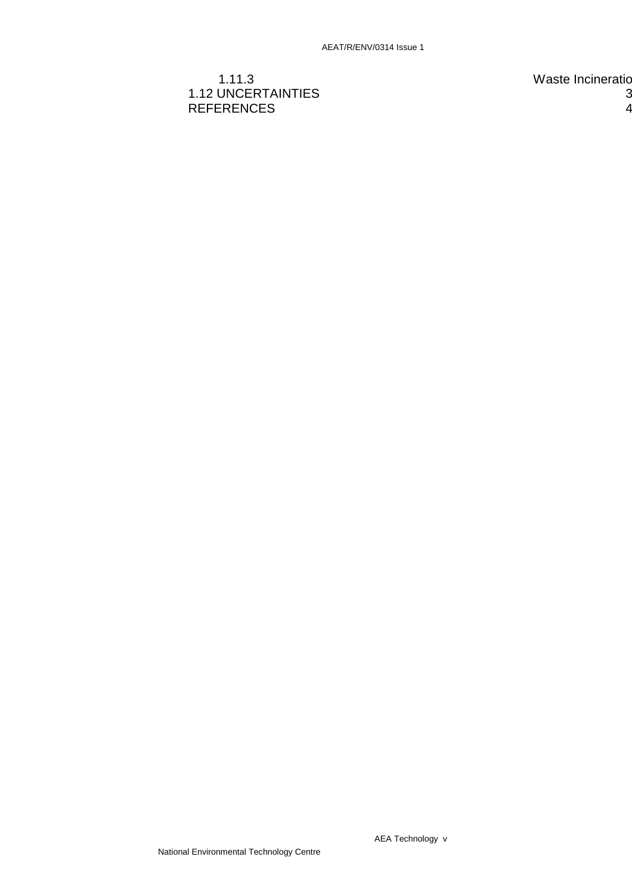1.11.3 Waste Incineratio

1.12 UNCERTAINTIES 3

REFERENCES 4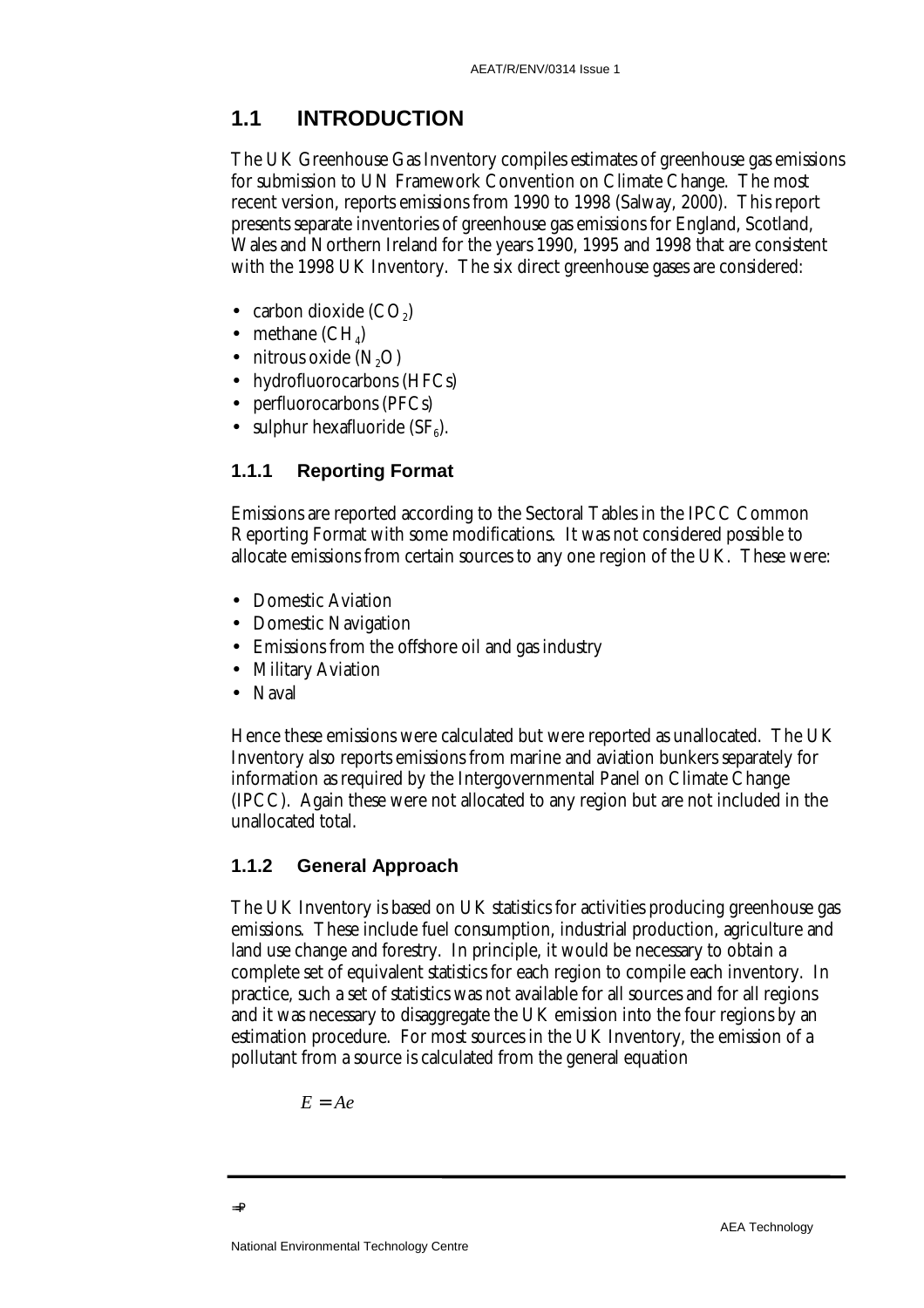## 1.1 INTRODUCTION

The UK Greenhouse Gas Inventory compiles estimates of greenhouse gas emissions for submission to UN Framework Convention on Climate Change. The most recent version, reports emissions from 1990 to 1998 (Salway, 2000). This report presents separate inventories of greenhouse gas emissions for England, Scotland, Wales and Northern Ireland for the years 1990, 1995 and 1998 that are consistent with the 1998 UK Inventory. The six direct greenhouse gases are considered:

- carbon dioxide ($CO_2$)
- methane ($CH_4$)
- nitrous oxide ($N_2O$)
- hydrofluorocarbons (HFCs)
- perfluorocarbons (PFCs)
- sulphur hexafluoride ($SF_6$).

### 1.1.1 Reporting Format

Emissions are reported according to the Sectoral Tables in the IPCC Common Reporting Format with some modifications. It was not considered possible to allocate emissions from certain sources to any one region of the UK. These were:

- Domestic Aviation
- Domestic Navigation
- Emissions from the offshore oil and gas industry
- Military Aviation
- Naval

Hence these emissions were calculated but were reported as unallocated. The UK Inventory also reports emissions from marine and aviation bunkers separately for information as required by the Intergovernmental Panel on Climate Change (IPCC). Again these were not allocated to any region but are not included in the unallocated total.

### 1.1.2 General Approach

The UK Inventory is based on UK statistics for activities producing greenhouse gas emissions. These include fuel consumption, industrial production, agriculture and land use change and forestry. In principle, it would be necessary to obtain a complete set of equivalent statistics for each region to compile each inventory. In practice, such a set of statistics was not available for all sources and for all regions and it was necessary to disaggregate the UK emission into the four regions by an estimation procedure. For most sources in the UK Inventory, the emission of a pollutant from a source is calculated from the general equation

$$E = Ae$$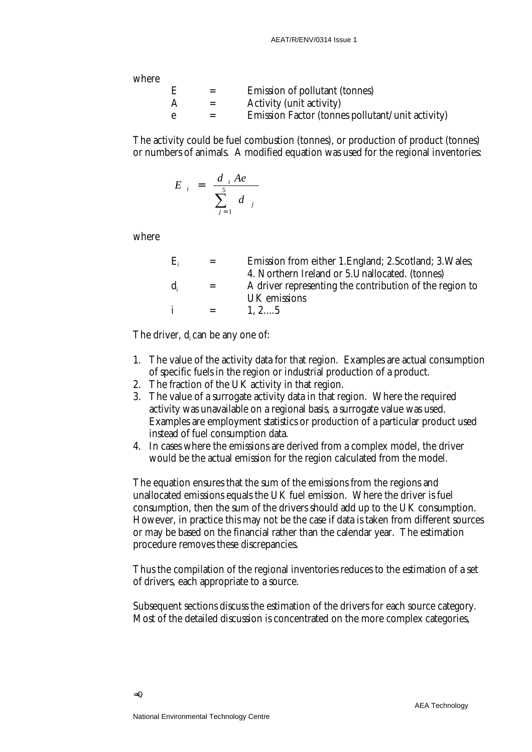where

| | | |
|---|---|---|
| E | = | Emission of pollutant (tonnes) |
| A | = | Activity (unit activity) |
| e | = | Emission Factor (tonnes pollutant/unit activity) |

The activity could be fuel combustion (tonnes), or production of product (tonnes) or numbers of animals. A modified equation was used for the regional inventories:

$$E_i = \frac{d_i Ae}{\sum_{j=1}^{5} d_j}$$

where

| | | |
|---|---|---|
| $E_i$ | = | Emission from either 1.England; 2.Scotland; 3.Wales; 4. Northern Ireland or 5.Unallocated. (tonnes) |
| $d_i$ | = | A driver representing the contribution of the region to UK emissions |
| i | = | 1, 2….5 |

The driver, $d_i$ can be any one of:

1. The value of the activity data for that region. Examples are actual consumption of specific fuels in the region or industrial production of a product.
2. The fraction of the UK activity in that region.
3. The value of a surrogate activity data in that region. Where the required activity was unavailable on a regional basis, a surrogate value was used. Examples are employment statistics or production of a particular product used instead of fuel consumption data.
4. In cases where the emissions are derived from a complex model, the driver would be the actual emission for the region calculated from the model.

The equation ensures that the sum of the emissions from the regions and unallocated emissions equals the UK fuel emission. Where the driver is fuel consumption, then the sum of the drivers should add up to the UK consumption. However, in practice this may not be the case if data is taken from different sources or may be based on the financial rather than the calendar year. The estimation procedure removes these discrepancies.

Thus the compilation of the regional inventories reduces to the estimation of a set of drivers, each appropriate to a source.

Subsequent sections discuss the estimation of the drivers for each source category. Most of the detailed discussion is concentrated on the more complex categories,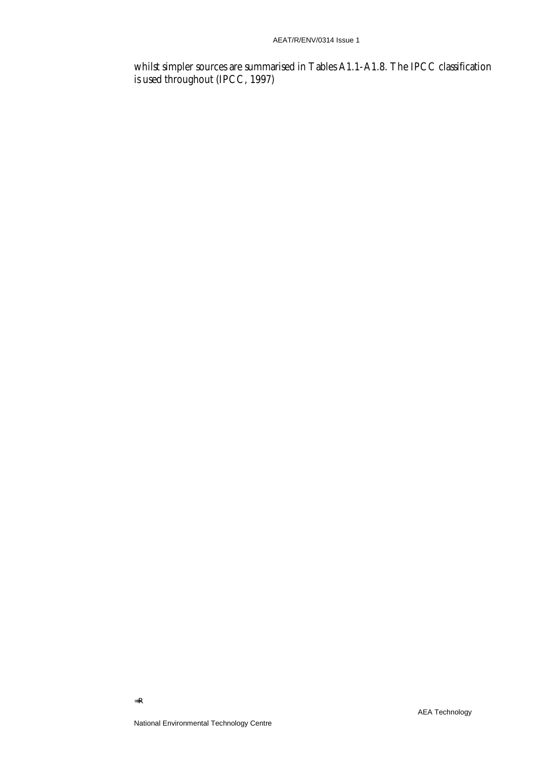whilst simpler sources are summarised in Tables A1.1-A1.8. The IPCC classification is used throughout (IPCC, 1997)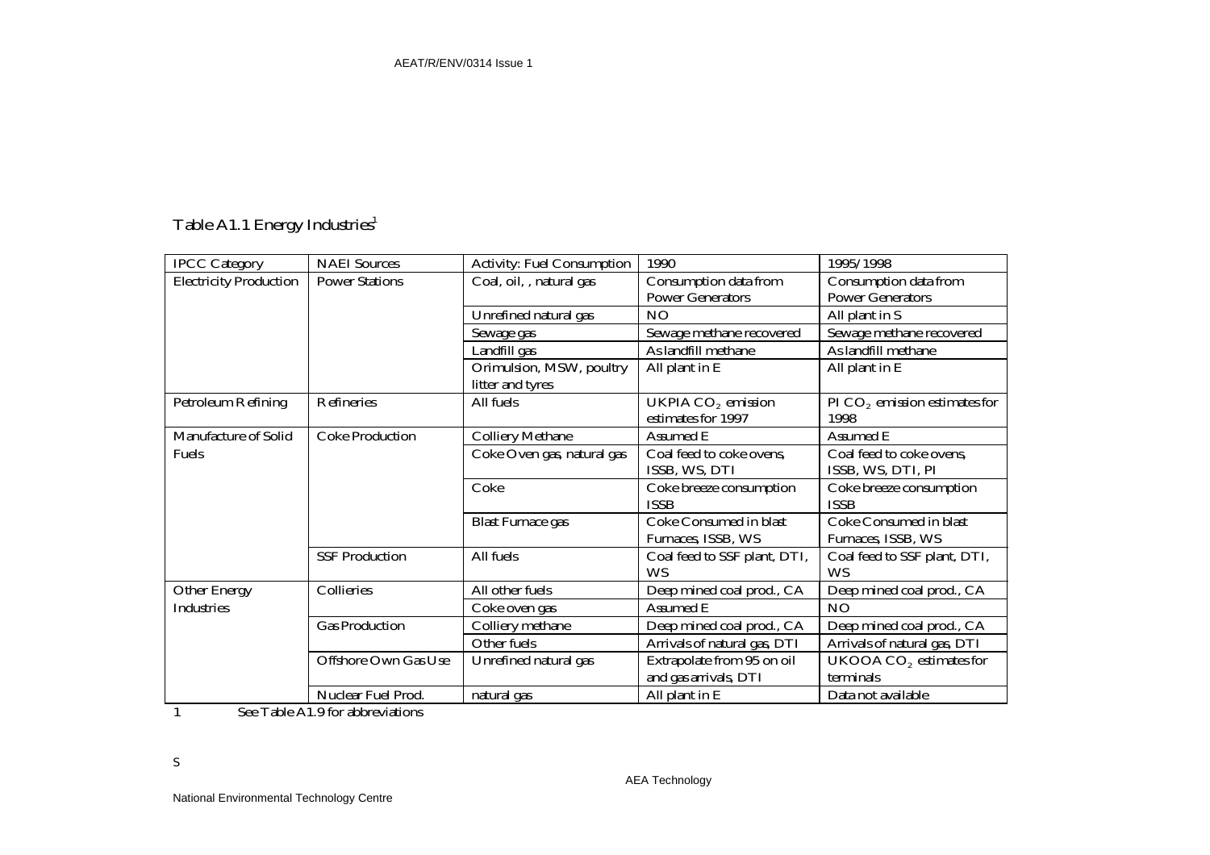# Table A1.1 Energy Industries[1]

| IPCC Category | NAEI Sources | Activity: Fuel Consumption | 1990 | 1995/1998 |
|---|---|---|---|---|
| Electricity Production | Power Stations | Coal, oil, , natural gas | Consumption data from Power Generators | Consumption data from Power Generators |
| | | Unrefined natural gas | NO | All plant in S |
| | | Sewage gas | Sewage methane recovered | Sewage methane recovered |
| | | Landfill gas | As landfill methane | As landfill methane |
| | | Orimulsion, MSW, poultry litter and tyres | All plant in E | All plant in E |
| Petroleum Refining | Refineries | All fuels | UKPIA $CO_2$ emission estimates for 1997 | PI $CO_2$ emission estimates for 1998 |
| Manufacture of Solid Fuels | Coke Production | Colliery Methane | Assumed E | Assumed E |
| | | Coke Oven gas, natural gas | Coal feed to coke ovens, ISSB, WS, DTI | Coal feed to coke ovens, ISSB, WS, DTI, PI |
| | | Coke | Coke breeze consumption ISSB | Coke breeze consumption ISSB |
| | | Blast Furnace gas | Coke Consumed in blast Furnaces, ISSB, WS | Coke Consumed in blast Furnaces, ISSB, WS |
| | SSF Production | All fuels | Coal feed to SSF plant, DTI, WS | Coal feed to SSF plant, DTI, WS |
| Other Energy Industries | Collieries | All other fuels | Deep mined coal prod., CA | Deep mined coal prod., CA |
| | | Coke oven gas | Assumed E | NO |
| | Gas Production | Colliery methane | Deep mined coal prod., CA | Deep mined coal prod., CA |
| | | Other fuels | Arrivals of natural gas, DTI | Arrivals of natural gas, DTI |
| | Offshore Own Gas Use | Unrefined natural gas | Extrapolate from 95 on oil and gas arrivals, DTI | UKOOA $CO_2$ estimates for terminals |
| | Nuclear Fuel Prod. | natural gas | All plant in E | Data not available |

1 See Table A1.9 for abbreviations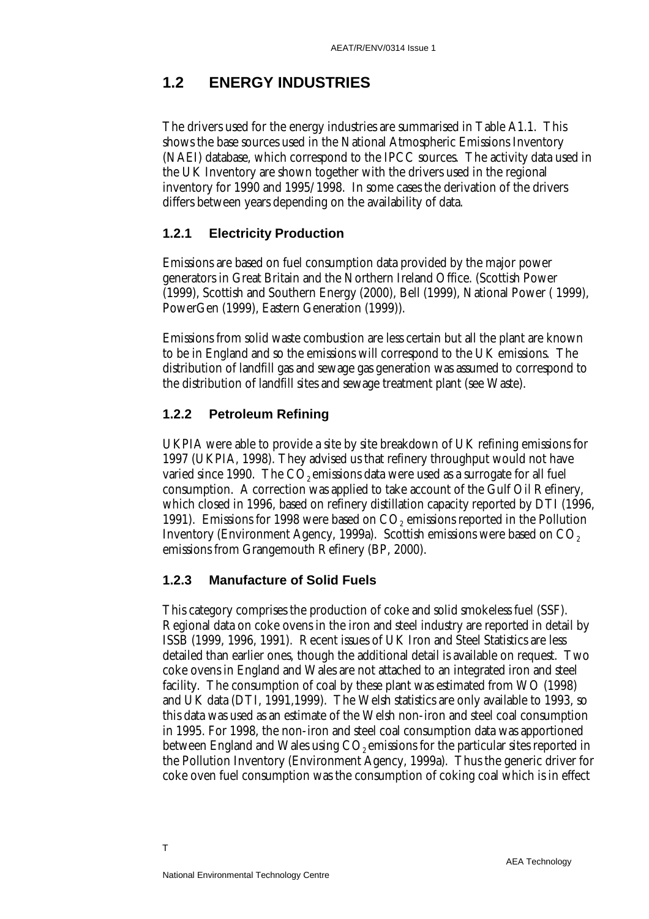## 1.2 ENERGY INDUSTRIES

The drivers used for the energy industries are summarised in Table A1.1. This shows the base sources used in the National Atmospheric Emissions Inventory (NAEI) database, which correspond to the IPCC sources. The activity data used in the UK Inventory are shown together with the drivers used in the regional inventory for 1990 and 1995/1998. In some cases the derivation of the drivers differs between years depending on the availability of data.

### 1.2.1 Electricity Production

Emissions are based on fuel consumption data provided by the major power generators in Great Britain and the Northern Ireland Office. (Scottish Power (1999), Scottish and Southern Energy (2000), Bell (1999), National Power ( 1999), PowerGen (1999), Eastern Generation (1999)).

Emissions from solid waste combustion are less certain but all the plant are known to be in England and so the emissions will correspond to the UK emissions. The distribution of landfill gas and sewage gas generation was assumed to correspond to the distribution of landfill sites and sewage treatment plant (see Waste).

### 1.2.2 Petroleum Refining

UKPIA were able to provide a site by site breakdown of UK refining emissions for 1997 (UKPIA, 1998). They advised us that refinery throughput would not have varied since 1990. The $CO_2$ emissions data were used as a surrogate for all fuel consumption. A correction was applied to take account of the Gulf Oil Refinery, which closed in 1996, based on refinery distillation capacity reported by DTI (1996, 1991). Emissions for 1998 were based on $CO_2$ emissions reported in the Pollution Inventory (Environment Agency, 1999a). Scottish emissions were based on $CO_2$ emissions from Grangemouth Refinery (BP, 2000).

### 1.2.3 Manufacture of Solid Fuels

This category comprises the production of coke and solid smokeless fuel (SSF). Regional data on coke ovens in the iron and steel industry are reported in detail by ISSB (1999, 1996, 1991). Recent issues of UK Iron and Steel Statistics are less detailed than earlier ones, though the additional detail is available on request. Two coke ovens in England and Wales are not attached to an integrated iron and steel facility. The consumption of coal by these plant was estimated from WO (1998) and UK data (DTI, 1991,1999). The Welsh statistics are only available to 1993, so this data was used as an estimate of the Welsh non-iron and steel coal consumption in 1995. For 1998, the non-iron and steel coal consumption data was apportioned between England and Wales using $CO_2$ emissions for the particular sites reported in the Pollution Inventory (Environment Agency, 1999a). Thus the generic driver for coke oven fuel consumption was the consumption of coking coal which is in effect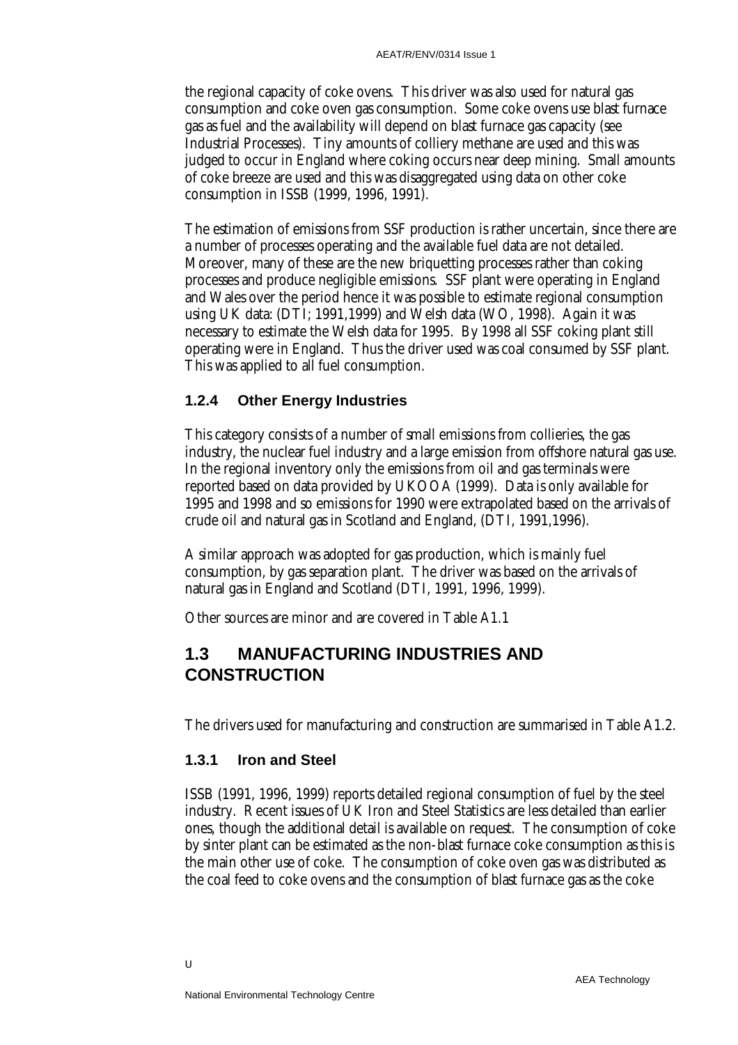the regional capacity of coke ovens. This driver was also used for natural gas consumption and coke oven gas consumption. Some coke ovens use blast furnace gas as fuel and the availability will depend on blast furnace gas capacity (see Industrial Processes). Tiny amounts of colliery methane are used and this was judged to occur in England where coking occurs near deep mining. Small amounts of coke breeze are used and this was disaggregated using data on other coke consumption in ISSB (1999, 1996, 1991).

The estimation of emissions from SSF production is rather uncertain, since there are a number of processes operating and the available fuel data are not detailed. Moreover, many of these are the new briquetting processes rather than coking processes and produce negligible emissions. SSF plant were operating in England and Wales over the period hence it was possible to estimate regional consumption using UK data: (DTI; 1991,1999) and Welsh data (WO, 1998). Again it was necessary to estimate the Welsh data for 1995. By 1998 all SSF coking plant still operating were in England. Thus the driver used was coal consumed by SSF plant. This was applied to all fuel consumption.

### 1.2.4 Other Energy Industries

This category consists of a number of small emissions from collieries, the gas industry, the nuclear fuel industry and a large emission from offshore natural gas use. In the regional inventory only the emissions from oil and gas terminals were reported based on data provided by UKOOA (1999). Data is only available for 1995 and 1998 and so emissions for 1990 were extrapolated based on the arrivals of crude oil and natural gas in Scotland and England, (DTI, 1991,1996).

A similar approach was adopted for gas production, which is mainly fuel consumption, by gas separation plant. The driver was based on the arrivals of natural gas in England and Scotland (DTI, 1991, 1996, 1999).

Other sources are minor and are covered in Table A1.1

## 1.3 MANUFACTURING INDUSTRIES AND CONSTRUCTION

The drivers used for manufacturing and construction are summarised in Table A1.2.

### 1.3.1 Iron and Steel

ISSB (1991, 1996, 1999) reports detailed regional consumption of fuel by the steel industry. Recent issues of UK Iron and Steel Statistics are less detailed than earlier ones, though the additional detail is available on request. The consumption of coke by sinter plant can be estimated as the non-blast furnace coke consumption as this is the main other use of coke. The consumption of coke oven gas was distributed as the coal feed to coke ovens and the consumption of blast furnace gas as the coke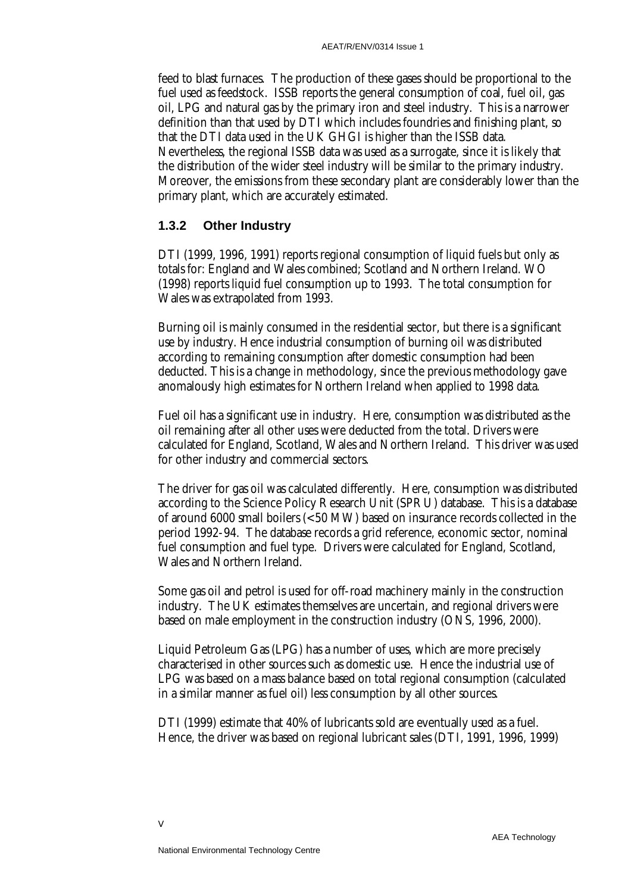feed to blast furnaces. The production of these gases should be proportional to the fuel used as feedstock. ISSB reports the general consumption of coal, fuel oil, gas oil, LPG and natural gas by the primary iron and steel industry. This is a narrower definition than that used by DTI which includes foundries and finishing plant, so that the DTI data used in the UK GHGI is higher than the ISSB data. Nevertheless, the regional ISSB data was used as a surrogate, since it is likely that the distribution of the wider steel industry will be similar to the primary industry. Moreover, the emissions from these secondary plant are considerably lower than the primary plant, which are accurately estimated.

### 1.3.2 Other Industry

DTI (1999, 1996, 1991) reports regional consumption of liquid fuels but only as totals for: England and Wales combined; Scotland and Northern Ireland. WO (1998) reports liquid fuel consumption up to 1993. The total consumption for Wales was extrapolated from 1993.

Burning oil is mainly consumed in the residential sector, but there is a significant use by industry. Hence industrial consumption of burning oil was distributed according to remaining consumption after domestic consumption had been deducted. This is a change in methodology, since the previous methodology gave anomalously high estimates for Northern Ireland when applied to 1998 data.

Fuel oil has a significant use in industry. Here, consumption was distributed as the oil remaining after all other uses were deducted from the total. Drivers were calculated for England, Scotland, Wales and Northern Ireland. This driver was used for other industry and commercial sectors.

The driver for gas oil was calculated differently. Here, consumption was distributed according to the Science Policy Research Unit (SPRU) database. This is a database of around 6000 small boilers (<50 MW) based on insurance records collected in the period 1992-94. The database records a grid reference, economic sector, nominal fuel consumption and fuel type. Drivers were calculated for England, Scotland, Wales and Northern Ireland.

Some gas oil and petrol is used for off-road machinery mainly in the construction industry. The UK estimates themselves are uncertain, and regional drivers were based on male employment in the construction industry (ONS, 1996, 2000).

Liquid Petroleum Gas (LPG) has a number of uses, which are more precisely characterised in other sources such as domestic use. Hence the industrial use of LPG was based on a mass balance based on total regional consumption (calculated in a similar manner as fuel oil) less consumption by all other sources.

DTI (1999) estimate that 40% of lubricants sold are eventually used as a fuel. Hence, the driver was based on regional lubricant sales (DTI, 1991, 1996, 1999)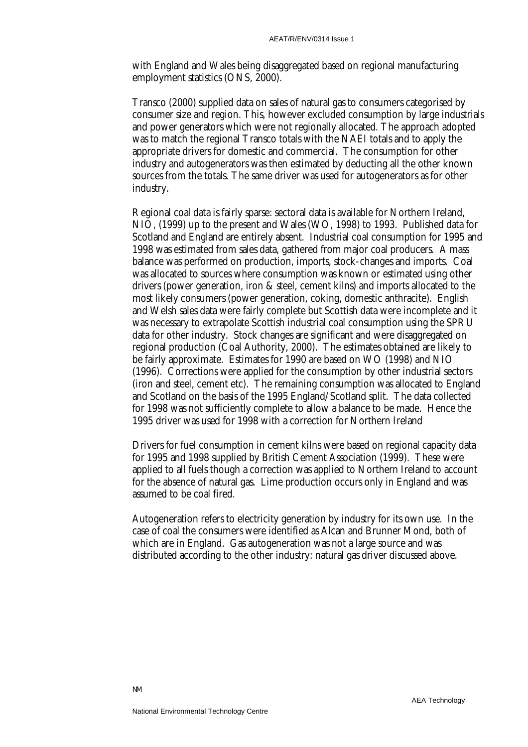with England and Wales being disaggregated based on regional manufacturing employment statistics (ONS, 2000).

Transco (2000) supplied data on sales of natural gas to consumers categorised by consumer size and region. This, however excluded consumption by large industrials and power generators which were not regionally allocated. The approach adopted was to match the regional Transco totals with the NAEI totals and to apply the appropriate drivers for domestic and commercial. The consumption for other industry and autogenerators was then estimated by deducting all the other known sources from the totals. The same driver was used for autogenerators as for other industry.

Regional coal data is fairly sparse: sectoral data is available for Northern Ireland, NIO, (1999) up to the present and Wales (WO, 1998) to 1993. Published data for Scotland and England are entirely absent. Industrial coal consumption for 1995 and 1998 was estimated from sales data, gathered from major coal producers. A mass balance was performed on production, imports, stock-changes and imports. Coal was allocated to sources where consumption was known or estimated using other drivers (power generation, iron & steel, cement kilns) and imports allocated to the most likely consumers (power generation, coking, domestic anthracite). English and Welsh sales data were fairly complete but Scottish data were incomplete and it was necessary to extrapolate Scottish industrial coal consumption using the SPRU data for other industry. Stock changes are significant and were disaggregated on regional production (Coal Authority, 2000). The estimates obtained are likely to be fairly approximate. Estimates for 1990 are based on WO (1998) and NIO (1996). Corrections were applied for the consumption by other industrial sectors (iron and steel, cement etc). The remaining consumption was allocated to England and Scotland on the basis of the 1995 England/Scotland split. The data collected for 1998 was not sufficiently complete to allow a balance to be made. Hence the 1995 driver was used for 1998 with a correction for Northern Ireland

Drivers for fuel consumption in cement kilns were based on regional capacity data for 1995 and 1998 supplied by British Cement Association (1999). These were applied to all fuels though a correction was applied to Northern Ireland to account for the absence of natural gas. Lime production occurs only in England and was assumed to be coal fired.

Autogeneration refers to electricity generation by industry for its own use. In the case of coal the consumers were identified as Alcan and Brunner Mond, both of which are in England. Gas autogeneration was not a large source and was distributed according to the other industry: natural gas driver discussed above.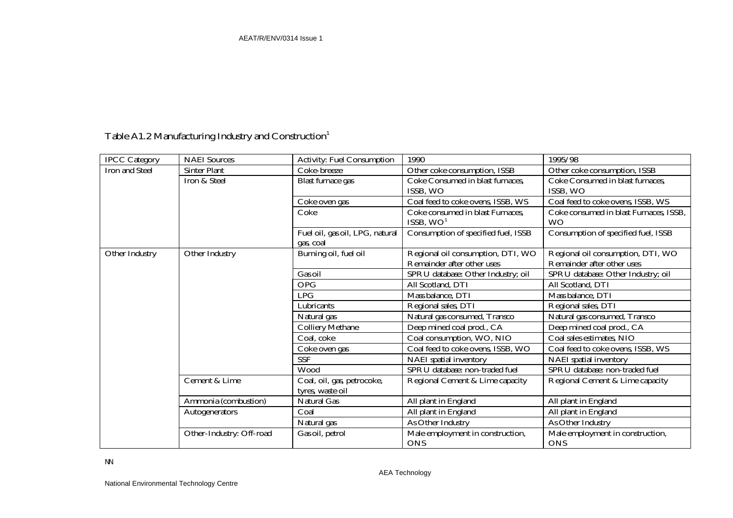Table A1.2 Manufacturing Industry and Construction[1]

| IPCC Category | NAEI Sources | Activity: Fuel Consumption | 1990 | 1995/98 |
|---|---|---|---|---|
| Iron and Steel | Sinter Plant | Coke-breeze | Other coke consumption, ISSB | Other coke consumption, ISSB |
| | Iron & Steel | Blast furnace gas | Coke Consumed in blast furnaces, ISSB, WO | Coke Consumed in blast furnaces, ISSB, WO |
| | | Coke oven gas | Coal feed to coke ovens, ISSB, WS | Coal feed to coke ovens, ISSB, WS |
| | | Coke | Coke consumed in blast Furnaces, ISSB, WO[1] | Coke consumed in blast Furnaces, ISSB, WO |
| | | Fuel oil, gas oil, LPG, natural gas, coal | Consumption of specified fuel, ISSB | Consumption of specified fuel, ISSB |
| Other Industry | Other Industry | Burning oil, fuel oil | Regional oil consumption, DTI, WO Remainder after other uses | Regional oil consumption, DTI, WO Remainder after other uses |
| | | Gas oil | SPRU database: Other Industry; oil | SPRU database: Other Industry; oil |
| | | OPG | All Scotland, DTI | All Scotland, DTI |
| | | LPG | Mass balance, DTI | Mass balance, DTI |
| | | Lubricants | Regional sales, DTI | Regional sales, DTI |
| | | Natural gas | Natural gas consumed, Transco | Natural gas consumed, Transco |
| | | Colliery Methane | Deep mined coal prod., CA | Deep mined coal prod., CA |
| | | Coal, coke | Coal consumption, WO, NIO | Coal sales estimates, NIO |
| | | Coke oven gas | Coal feed to coke ovens, ISSB, WO | Coal feed to coke ovens, ISSB, WS |
| | | SSF | NAEI spatial inventory | NAEI spatial inventory |
| | | Wood | SPRU database: non-traded fuel | SPRU database: non-traded fuel |
| | Cement & Lime | Coal, oil, gas, petrocoke, tyres, waste oil | Regional Cement & Lime capacity | Regional Cement & Lime capacity |
| | Ammonia (combustion) | Natural Gas | All plant in England | All plant in England |
| | Autogenerators | Coal | All plant in England | All plant in England |
| | | Natural gas | As Other Industry | As Other Industry |
| | Other-Industry: Off-road | Gas oil, petrol | Male employment in construction, ONS | Male employment in construction, ONS |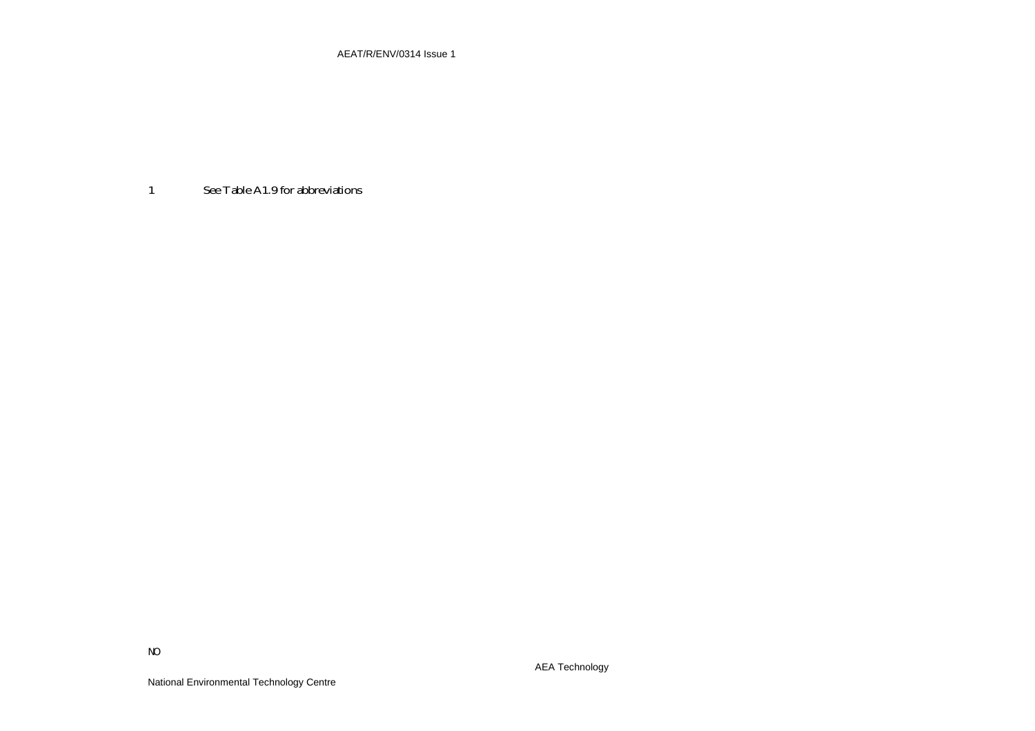1 See Table A1.9 for abbreviations

NO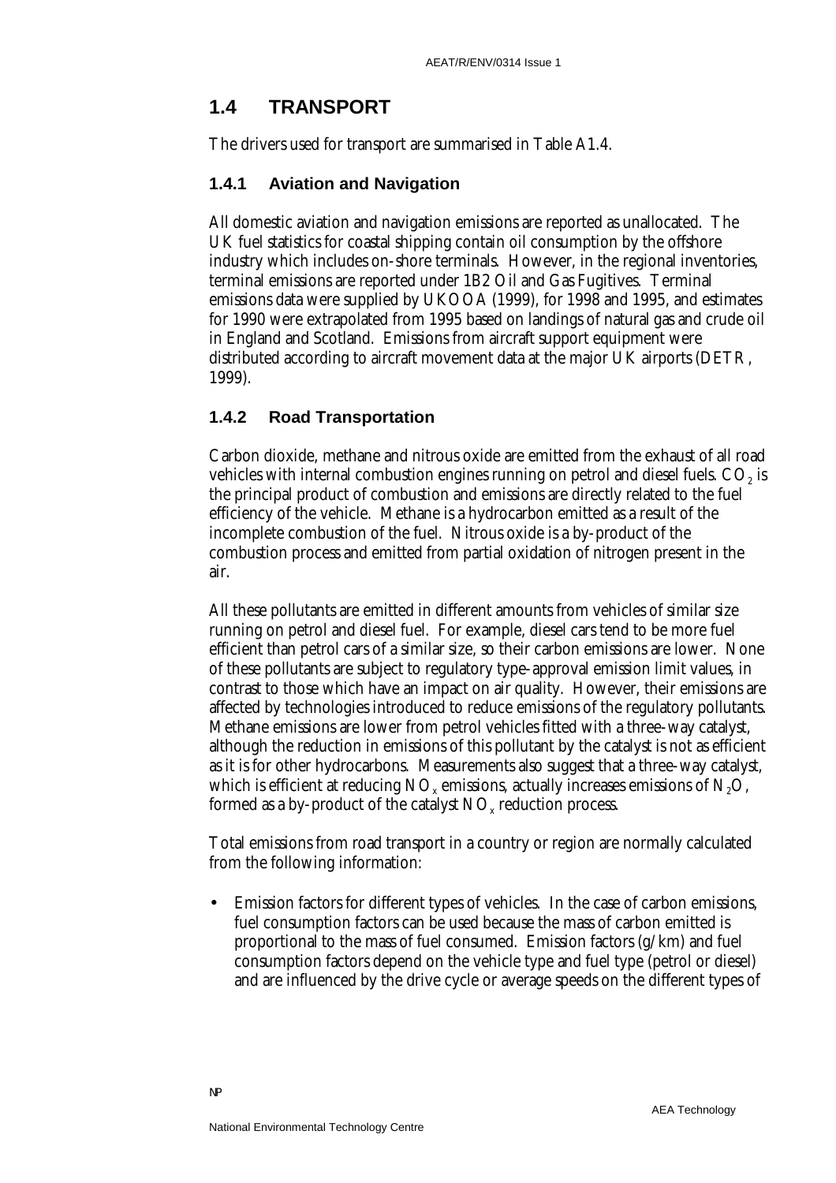## 1.4 TRANSPORT

The drivers used for transport are summarised in Table A1.4.

### 1.4.1 Aviation and Navigation

All domestic aviation and navigation emissions are reported as unallocated. The UK fuel statistics for coastal shipping contain oil consumption by the offshore industry which includes on-shore terminals. However, in the regional inventories, terminal emissions are reported under 1B2 Oil and Gas Fugitives. Terminal emissions data were supplied by UKOOA (1999), for 1998 and 1995, and estimates for 1990 were extrapolated from 1995 based on landings of natural gas and crude oil in England and Scotland. Emissions from aircraft support equipment were distributed according to aircraft movement data at the major UK airports (DETR, 1999).

### 1.4.2 Road Transportation

Carbon dioxide, methane and nitrous oxide are emitted from the exhaust of all road vehicles with internal combustion engines running on petrol and diesel fuels. $CO_2$ is the principal product of combustion and emissions are directly related to the fuel efficiency of the vehicle. Methane is a hydrocarbon emitted as a result of the incomplete combustion of the fuel. Nitrous oxide is a by-product of the combustion process and emitted from partial oxidation of nitrogen present in the air.

All these pollutants are emitted in different amounts from vehicles of similar size running on petrol and diesel fuel. For example, diesel cars tend to be more fuel efficient than petrol cars of a similar size, so their carbon emissions are lower. None of these pollutants are subject to regulatory type-approval emission limit values, in contrast to those which have an impact on air quality. However, their emissions are affected by technologies introduced to reduce emissions of the regulatory pollutants. Methane emissions are lower from petrol vehicles fitted with a three-way catalyst, although the reduction in emissions of this pollutant by the catalyst is not as efficient as it is for other hydrocarbons. Measurements also suggest that a three-way catalyst, which is efficient at reducing $NO_x$ emissions, actually increases emissions of $N_2O$, formed as a by-product of the catalyst $NO_x$ reduction process.

Total emissions from road transport in a country or region are normally calculated from the following information:

- Emission factors for different types of vehicles. In the case of carbon emissions, fuel consumption factors can be used because the mass of carbon emitted is proportional to the mass of fuel consumed. Emission factors (g/km) and fuel consumption factors depend on the vehicle type and fuel type (petrol or diesel) and are influenced by the drive cycle or average speeds on the different types of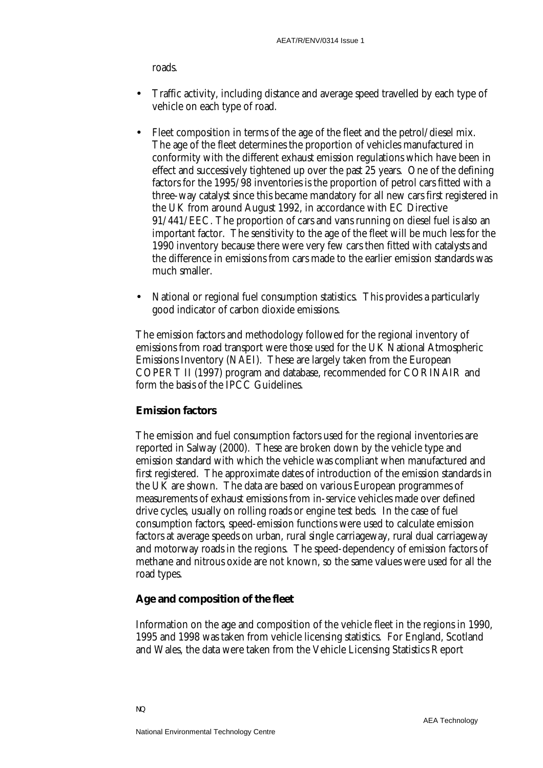roads.

- Traffic activity, including distance and average speed travelled by each type of vehicle on each type of road.
- Fleet composition in terms of the age of the fleet and the petrol/diesel mix. The age of the fleet determines the proportion of vehicles manufactured in conformity with the different exhaust emission regulations which have been in effect and successively tightened up over the past 25 years. One of the defining factors for the 1995/98 inventories is the proportion of petrol cars fitted with a three-way catalyst since this became mandatory for all new cars first registered in the UK from around August 1992, in accordance with EC Directive 91/441/EEC. The proportion of cars and vans running on diesel fuel is also an important factor. The sensitivity to the age of the fleet will be much less for the 1990 inventory because there were very few cars then fitted with catalysts and the difference in emissions from cars made to the earlier emission standards was much smaller.
- National or regional fuel consumption statistics. This provides a particularly good indicator of carbon dioxide emissions.

The emission factors and methodology followed for the regional inventory of emissions from road transport were those used for the UK National Atmospheric Emissions Inventory (NAEI). These are largely taken from the European COPERT II (1997) program and database, recommended for CORINAIR and form the basis of the IPCC Guidelines.

**Emission factors**

The emission and fuel consumption factors used for the regional inventories are reported in Salway (2000). These are broken down by the vehicle type and emission standard with which the vehicle was compliant when manufactured and first registered. The approximate dates of introduction of the emission standards in the UK are shown. The data are based on various European programmes of measurements of exhaust emissions from in-service vehicles made over defined drive cycles, usually on rolling roads or engine test beds. In the case of fuel consumption factors, speed-emission functions were used to calculate emission factors at average speeds on urban, rural single carriageway, rural dual carriageway and motorway roads in the regions. The speed-dependency of emission factors of methane and nitrous oxide are not known, so the same values were used for all the road types.

**Age and composition of the fleet**

Information on the age and composition of the vehicle fleet in the regions in 1990, 1995 and 1998 was taken from vehicle licensing statistics. For England, Scotland and Wales, the data were taken from the Vehicle Licensing Statistics Report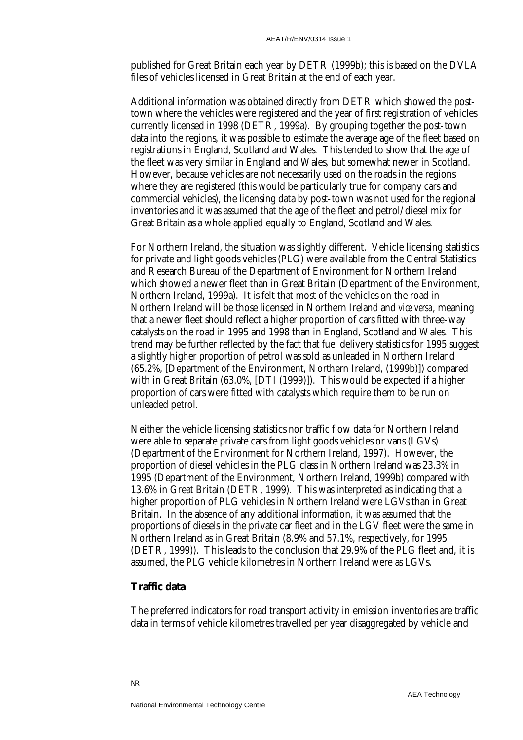published for Great Britain each year by DETR (1999b); this is based on the DVLA files of vehicles licensed in Great Britain at the end of each year.

Additional information was obtained directly from DETR which showed the post-town where the vehicles were registered and the year of first registration of vehicles currently licensed in 1998 (DETR, 1999a). By grouping together the post-town data into the regions, it was possible to estimate the average age of the fleet based on registrations in England, Scotland and Wales. This tended to show that the age of the fleet was very similar in England and Wales, but somewhat newer in Scotland. However, because vehicles are not necessarily used on the roads in the regions where they are registered (this would be particularly true for company cars and commercial vehicles), the licensing data by post-town was not used for the regional inventories and it was assumed that the age of the fleet and petrol/diesel mix for Great Britain as a whole applied equally to England, Scotland and Wales.

For Northern Ireland, the situation was slightly different. Vehicle licensing statistics for private and light goods vehicles (PLG) were available from the Central Statistics and Research Bureau of the Department of Environment for Northern Ireland which showed a newer fleet than in Great Britain (Department of the Environment, Northern Ireland, 1999a). It is felt that most of the vehicles on the road in Northern Ireland will be those licensed in Northern Ireland and *vice versa*, meaning that a newer fleet should reflect a higher proportion of cars fitted with three-way catalysts on the road in 1995 and 1998 than in England, Scotland and Wales. This trend may be further reflected by the fact that fuel delivery statistics for 1995 suggest a slightly higher proportion of petrol was sold as unleaded in Northern Ireland (65.2%, [Department of the Environment, Northern Ireland, (1999b)]) compared with in Great Britain (63.0%, [DTI (1999)]). This would be expected if a higher proportion of cars were fitted with catalysts which require them to be run on unleaded petrol.

Neither the vehicle licensing statistics nor traffic flow data for Northern Ireland were able to separate private cars from light goods vehicles or vans (LGVs) (Department of the Environment for Northern Ireland, 1997). However, the proportion of diesel vehicles in the PLG class in Northern Ireland was 23.3% in 1995 (Department of the Environment, Northern Ireland, 1999b) compared with 13.6% in Great Britain (DETR, 1999). This was interpreted as indicating that a higher proportion of PLG vehicles in Northern Ireland were LGVs than in Great Britain. In the absence of any additional information, it was assumed that the proportions of diesels in the private car fleet and in the LGV fleet were the same in Northern Ireland as in Great Britain (8.9% and 57.1%, respectively, for 1995 (DETR, 1999)). This leads to the conclusion that 29.9% of the PLG fleet and, it is assumed, the PLG vehicle kilometres in Northern Ireland were as LGVs.

### Traffic data

The preferred indicators for road transport activity in emission inventories are traffic data in terms of vehicle kilometres travelled per year disaggregated by vehicle and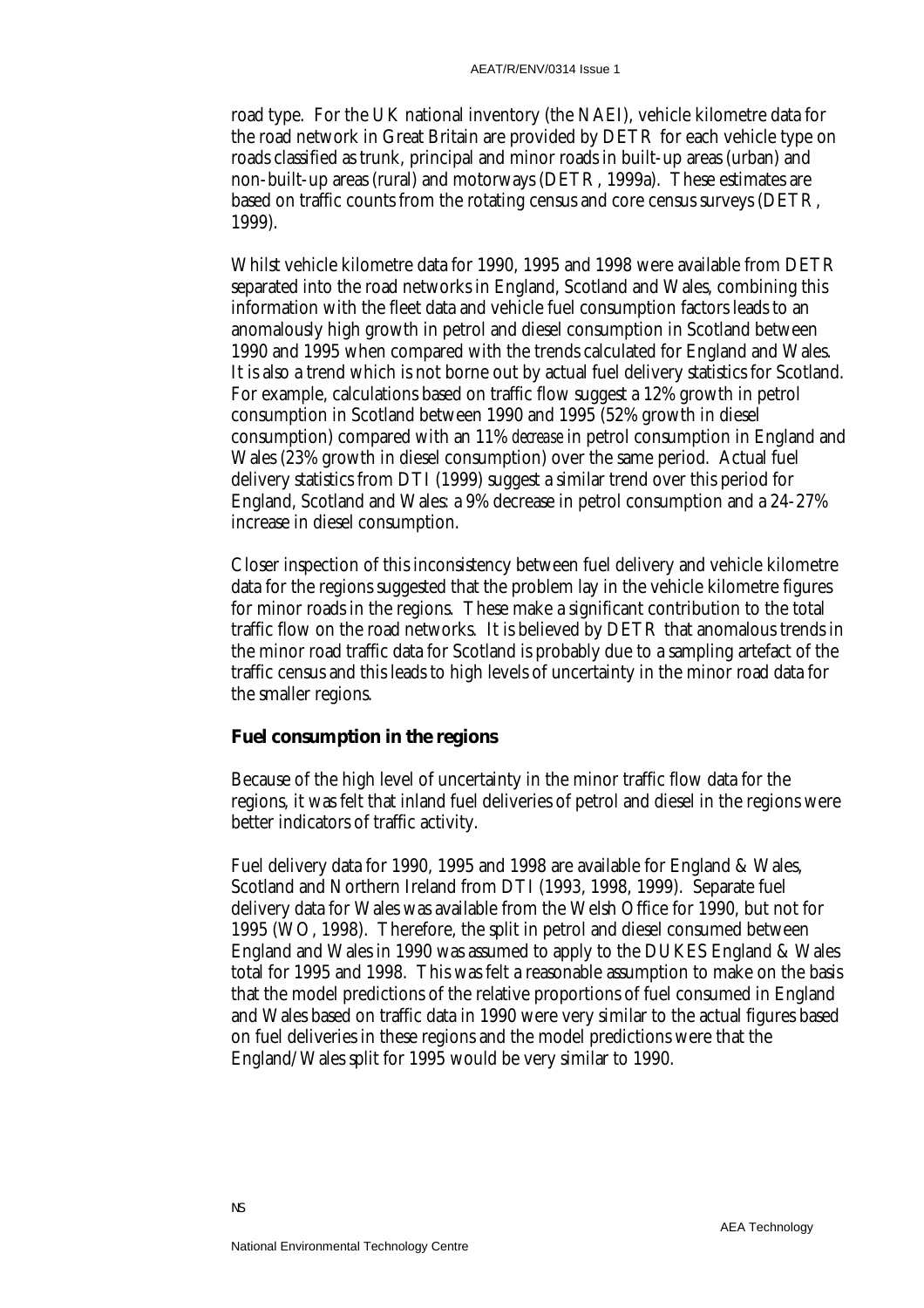road type. For the UK national inventory (the NAEI), vehicle kilometre data for the road network in Great Britain are provided by DETR for each vehicle type on roads classified as trunk, principal and minor roads in built-up areas (urban) and non-built-up areas (rural) and motorways (DETR, 1999a). These estimates are based on traffic counts from the rotating census and core census surveys (DETR, 1999).

Whilst vehicle kilometre data for 1990, 1995 and 1998 were available from DETR separated into the road networks in England, Scotland and Wales, combining this information with the fleet data and vehicle fuel consumption factors leads to an anomalously high growth in petrol and diesel consumption in Scotland between 1990 and 1995 when compared with the trends calculated for England and Wales. It is also a trend which is not borne out by actual fuel delivery statistics for Scotland. For example, calculations based on traffic flow suggest a 12% growth in petrol consumption in Scotland between 1990 and 1995 (52% growth in diesel consumption) compared with an 11% *decrease* in petrol consumption in England and Wales (23% growth in diesel consumption) over the same period. Actual fuel delivery statistics from DTI (1999) suggest a similar trend over this period for England, Scotland and Wales: a 9% decrease in petrol consumption and a 24-27% increase in diesel consumption.

Closer inspection of this inconsistency between fuel delivery and vehicle kilometre data for the regions suggested that the problem lay in the vehicle kilometre figures for minor roads in the regions. These make a significant contribution to the total traffic flow on the road networks. It is believed by DETR that anomalous trends in the minor road traffic data for Scotland is probably due to a sampling artefact of the traffic census and this leads to high levels of uncertainty in the minor road data for the smaller regions.

**Fuel consumption in the regions**

Because of the high level of uncertainty in the minor traffic flow data for the regions, it was felt that inland fuel deliveries of petrol and diesel in the regions were better indicators of traffic activity.

Fuel delivery data for 1990, 1995 and 1998 are available for England & Wales, Scotland and Northern Ireland from DTI (1993, 1998, 1999). Separate fuel delivery data for Wales was available from the Welsh Office for 1990, but not for 1995 (WO, 1998). Therefore, the split in petrol and diesel consumed between England and Wales in 1990 was assumed to apply to the DUKES England & Wales total for 1995 and 1998. This was felt a reasonable assumption to make on the basis that the model predictions of the relative proportions of fuel consumed in England and Wales based on traffic data in 1990 were very similar to the actual figures based on fuel deliveries in these regions and the model predictions were that the England/Wales split for 1995 would be very similar to 1990.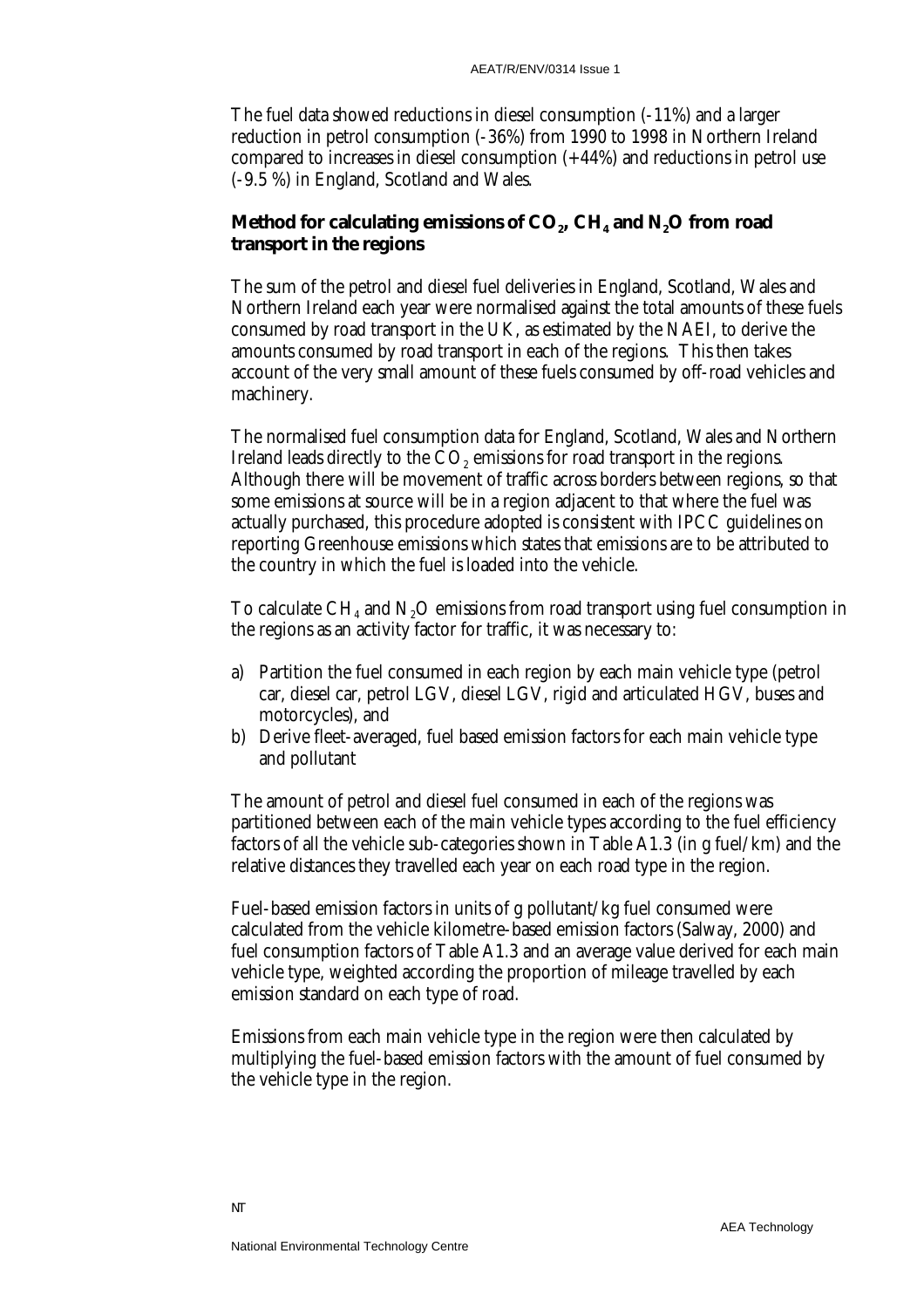The fuel data showed reductions in diesel consumption (-11%) and a larger reduction in petrol consumption (-36%) from 1990 to 1998 in Northern Ireland compared to increases in diesel consumption (+44%) and reductions in petrol use (-9.5 %) in England, Scotland and Wales.

### Method for calculating emissions of $CO_2$, $CH_4$ and $N_2O$ from road transport in the regions

The sum of the petrol and diesel fuel deliveries in England, Scotland, Wales and Northern Ireland each year were normalised against the total amounts of these fuels consumed by road transport in the UK, as estimated by the NAEI, to derive the amounts consumed by road transport in each of the regions. This then takes account of the very small amount of these fuels consumed by off-road vehicles and machinery.

The normalised fuel consumption data for England, Scotland, Wales and Northern Ireland leads directly to the $CO_2$ emissions for road transport in the regions. Although there will be movement of traffic across borders between regions, so that some emissions at source will be in a region adjacent to that where the fuel was actually purchased, this procedure adopted is consistent with IPCC guidelines on reporting Greenhouse emissions which states that emissions are to be attributed to the country in which the fuel is loaded into the vehicle.

To calculate $CH_4$ and $N_2O$ emissions from road transport using fuel consumption in the regions as an activity factor for traffic, it was necessary to:

a) Partition the fuel consumed in each region by each main vehicle type (petrol car, diesel car, petrol LGV, diesel LGV, rigid and articulated HGV, buses and motorcycles), and
b) Derive fleet-averaged, fuel based emission factors for each main vehicle type and pollutant

The amount of petrol and diesel fuel consumed in each of the regions was partitioned between each of the main vehicle types according to the fuel efficiency factors of all the vehicle sub-categories shown in Table A1.3 (in g fuel/km) and the relative distances they travelled each year on each road type in the region.

Fuel-based emission factors in units of g pollutant/kg fuel consumed were calculated from the vehicle kilometre-based emission factors (Salway, 2000) and fuel consumption factors of Table A1.3 and an average value derived for each main vehicle type, weighted according the proportion of mileage travelled by each emission standard on each type of road.

Emissions from each main vehicle type in the region were then calculated by multiplying the fuel-based emission factors with the amount of fuel consumed by the vehicle type in the region.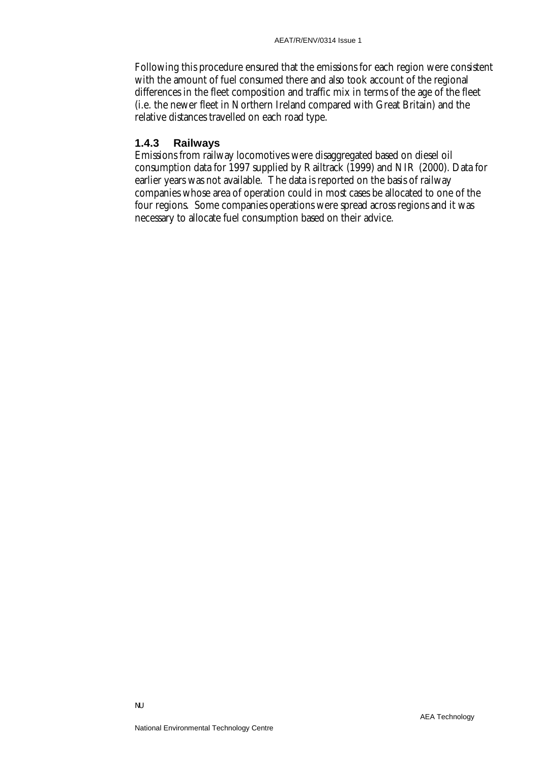Following this procedure ensured that the emissions for each region were consistent with the amount of fuel consumed there and also took account of the regional differences in the fleet composition and traffic mix in terms of the age of the fleet (i.e. the newer fleet in Northern Ireland compared with Great Britain) and the relative distances travelled on each road type.

### 1.4.3 Railways

Emissions from railway locomotives were disaggregated based on diesel oil consumption data for 1997 supplied by Railtrack (1999) and NIR (2000). Data for earlier years was not available. The data is reported on the basis of railway companies whose area of operation could in most cases be allocated to one of the four regions. Some companies operations were spread across regions and it was necessary to allocate fuel consumption based on their advice.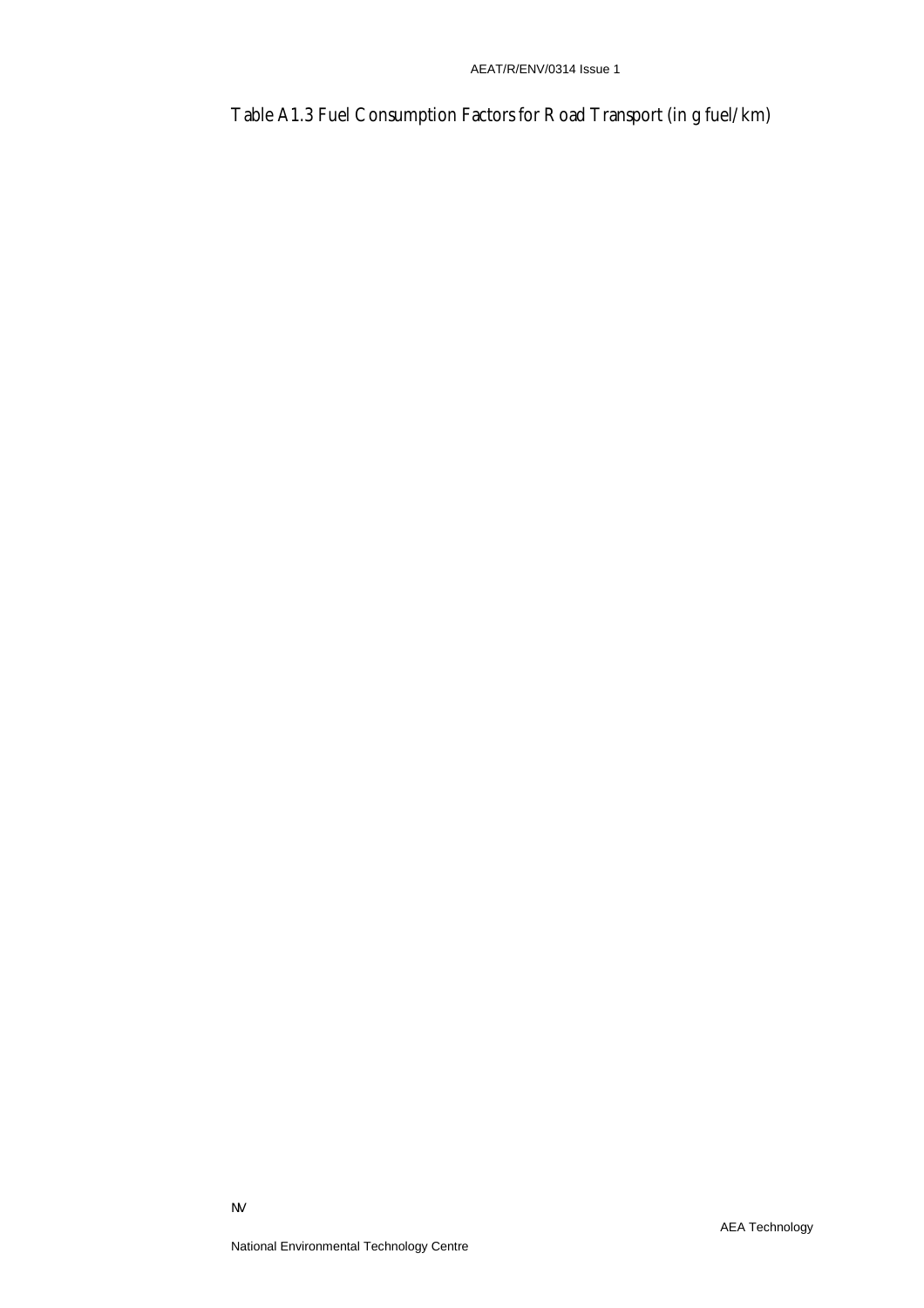## Table A1.3 Fuel Consumption Factors for Road Transport (in g fuel/km)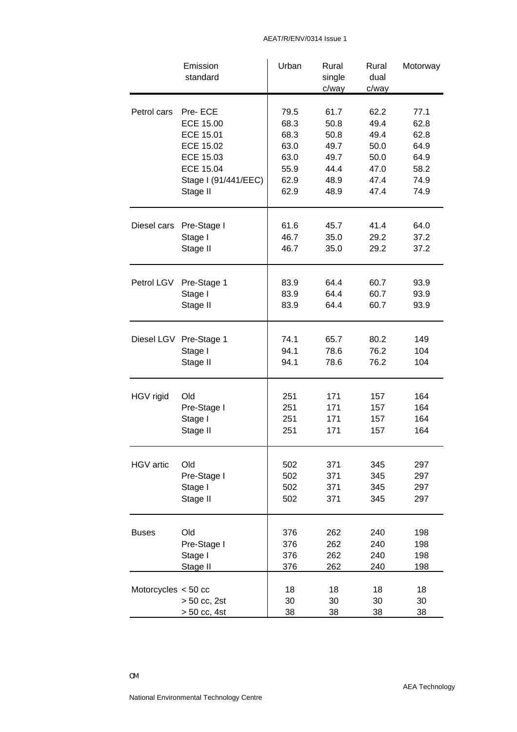| | Emission standard | Urban | Rural single c/way | Rural dual c/way | Motorway |
|---|---|---|---|---|---|
| Petrol cars | Pre- ECE | 79.5 | 61.7 | 62.2 | 77.1 |
| | ECE 15.00 | 68.3 | 50.8 | 49.4 | 62.8 |
| | ECE 15.01 | 68.3 | 50.8 | 49.4 | 62.8 |
| | ECE 15.02 | 63.0 | 49.7 | 50.0 | 64.9 |
| | ECE 15.03 | 63.0 | 49.7 | 50.0 | 64.9 |
| | ECE 15.04 | 55.9 | 44.4 | 47.0 | 58.2 |
| | Stage I (91/441/EEC) | 62.9 | 48.9 | 47.4 | 74.9 |
| | Stage II | 62.9 | 48.9 | 47.4 | 74.9 |
| Diesel cars | Pre-Stage I | 61.6 | 45.7 | 41.4 | 64.0 |
| | Stage I | 46.7 | 35.0 | 29.2 | 37.2 |
| | Stage II | 46.7 | 35.0 | 29.2 | 37.2 |
| Petrol LGV | Pre-Stage 1 | 83.9 | 64.4 | 60.7 | 93.9 |
| | Stage I | 83.9 | 64.4 | 60.7 | 93.9 |
| | Stage II | 83.9 | 64.4 | 60.7 | 93.9 |
| Diesel LGV | Pre-Stage 1 | 74.1 | 65.7 | 80.2 | 149 |
| | Stage I | 94.1 | 78.6 | 76.2 | 104 |
| | Stage II | 94.1 | 78.6 | 76.2 | 104 |
| HGV rigid | Old | 251 | 171 | 157 | 164 |
| | Pre-Stage I | 251 | 171 | 157 | 164 |
| | Stage I | 251 | 171 | 157 | 164 |
| | Stage II | 251 | 171 | 157 | 164 |
| HGV artic | Old | 502 | 371 | 345 | 297 |
| | Pre-Stage I | 502 | 371 | 345 | 297 |
| | Stage I | 502 | 371 | 345 | 297 |
| | Stage II | 502 | 371 | 345 | 297 |
| Buses | Old | 376 | 262 | 240 | 198 |
| | Pre-Stage I | 376 | 262 | 240 | 198 |
| | Stage I | 376 | 262 | 240 | 198 |
| | Stage II | 376 | 262 | 240 | 198 |
| Motorcycles | < 50 cc | 18 | 18 | 18 | 18 |
| | > 50 cc, 2st | 30 | 30 | 30 | 30 |
| | > 50 cc, 4st | 38 | 38 | 38 | 38 |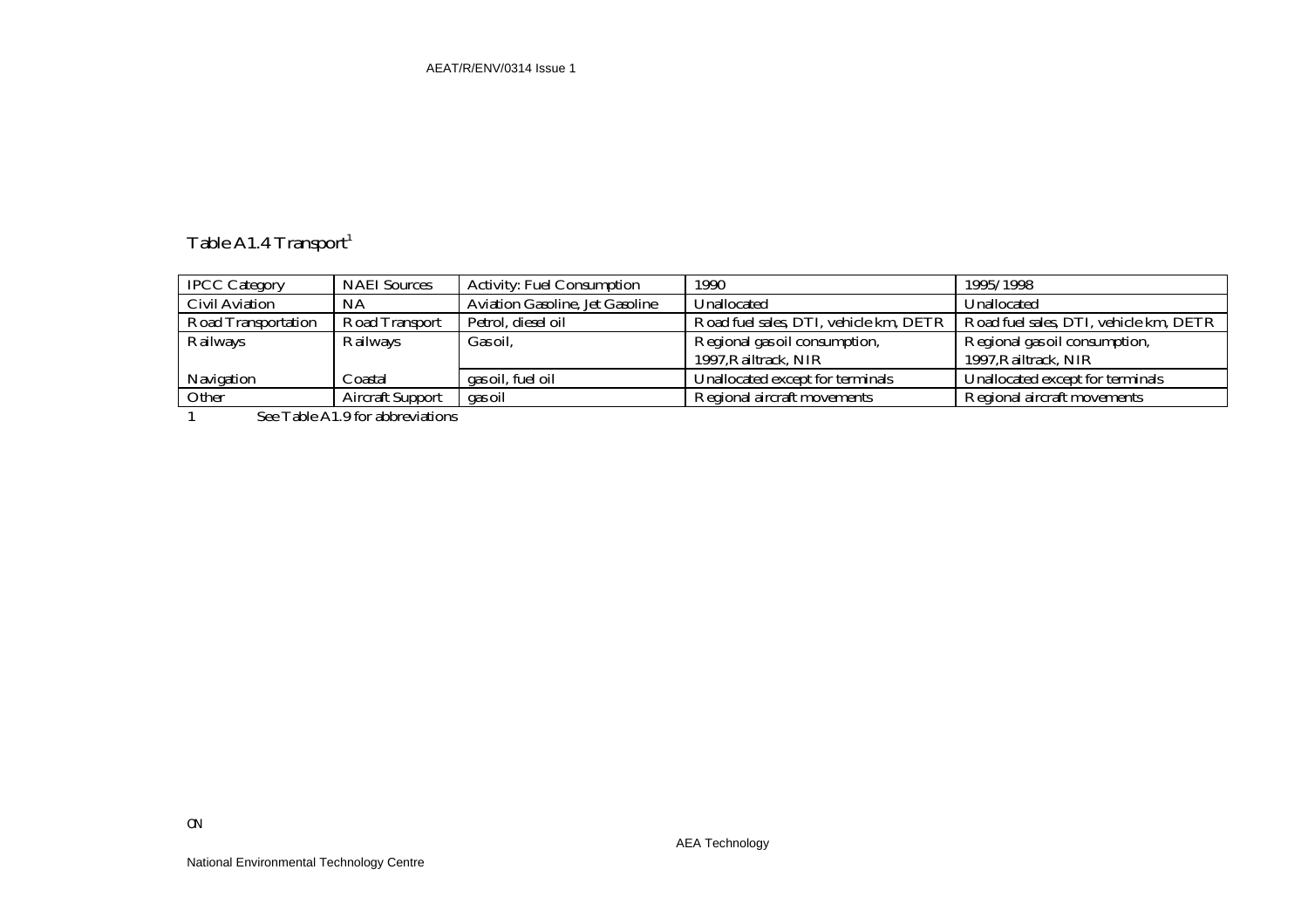Table A1.4 Transport[1]

| IPCC Category | NAEI Sources | Activity: Fuel Consumption | 1990 | 1995/1998 |
|---|---|---|---|---|
| Civil Aviation | NA | Aviation Gasoline, Jet Gasoline | Unallocated | Unallocated |
| Road Transportation | Road Transport | Petrol, diesel oil | Road fuel sales, DTI, vehicle km, DETR | Road fuel sales, DTI, vehicle km, DETR |
| Railways | Railways | Gasoil, | Regional gas oil consumption, 1997,Railtrack, NIR | Regional gas oil consumption, 1997,Railtrack, NIR |
| Navigation | Coastal | gas oil, fuel oil | Unallocated except for terminals | Unallocated except for terminals |
| Other | Aircraft Support | gas oil | Regional aircraft movements | Regional aircraft movements |

1 See Table A1.9 for abbreviations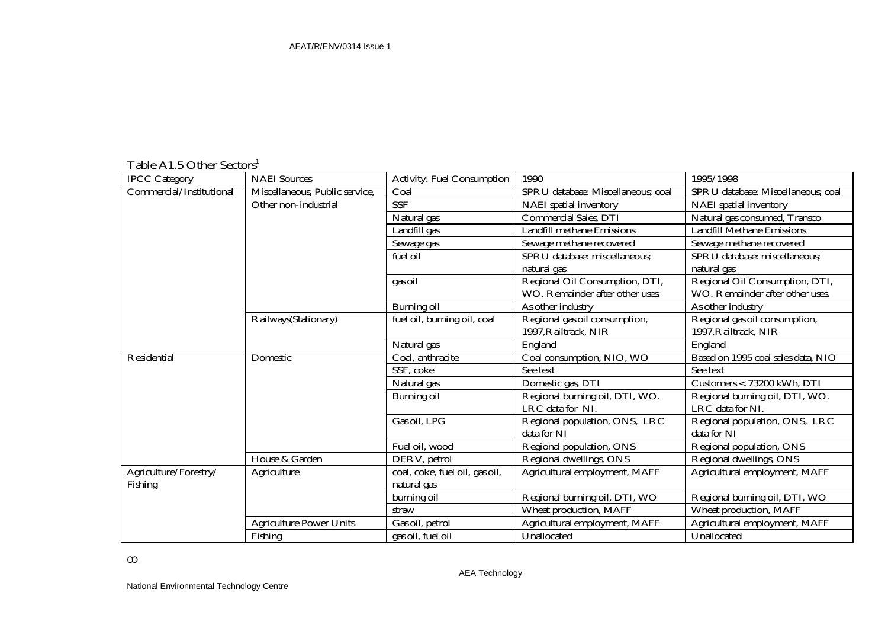Table A1.5 Other Sectors[1]

| IPCC Category | NAEI Sources | Activity: Fuel Consumption | 1990 | 1995/1998 |
|---|---|---|---|---|
| Commercial/Institutional | Miscellaneous, Public service, Other non-industrial | Coal | SPRU database: Miscellaneous; coal | SPRU database: Miscellaneous; coal |
| | | SSF | NAEI spatial inventory | NAEI spatial inventory |
| | | Natural gas | Commercial Sales, DTI | Natural gas consumed, Transco |
| | | Landfill gas | Landfill methane Emissions | Landfill Methane Emissions |
| | | Sewage gas | Sewage methane recovered | Sewage methane recovered |
| | | fuel oil | SPRU database: miscellaneous; natural gas | SPRU database: miscellaneous; natural gas |
| | | gas oil | Regional Oil Consumption, DTI, WO. Remainder after other uses. | Regional Oil Consumption, DTI, WO. Remainder after other uses. |
| | | Burning oil | As other industry | As other industry |
| | Railways(Stationary) | fuel oil, burning oil, coal | Regional gas oil consumption, 1997,Railtrack, NIR | Regional gas oil consumption, 1997,Railtrack, NIR |
| | | Natural gas | England | England |
| Residential | Domestic | Coal, anthracite | Coal consumption, NIO, WO | Based on 1995 coal sales data, NIO |
| | | SSF, coke | See text | See text |
| | | Natural gas | Domestic gas, DTI | Customers < 73200 kWh, DTI |
| | | Burning oil | Regional burning oil, DTI, WO. LRC data for NI. | Regional burning oil, DTI, WO. LRC data for NI. |
| | | Gas oil, LPG | Regional population, ONS, LRC data for NI | Regional population, ONS, LRC data for NI |
| | | Fuel oil, wood | Regional population, ONS | Regional population, ONS |
| | House & Garden | DERV, petrol | Regional dwellings, ONS | Regional dwellings, ONS |
| Agriculture/Forestry/ Fishing | Agriculture | coal, coke, fuel oil, gas oil, natural gas | Agricultural employment, MAFF | Agricultural employment, MAFF |
| | | burning oil | Regional burning oil, DTI, WO | Regional burning oil, DTI, WO |
| | | straw | Wheat production, MAFF | Wheat production, MAFF |
| | Agriculture Power Units | Gas oil, petrol | Agricultural employment, MAFF | Agricultural employment, MAFF |
| | Fishing | gas oil, fuel oil | Unallocated | Unallocated |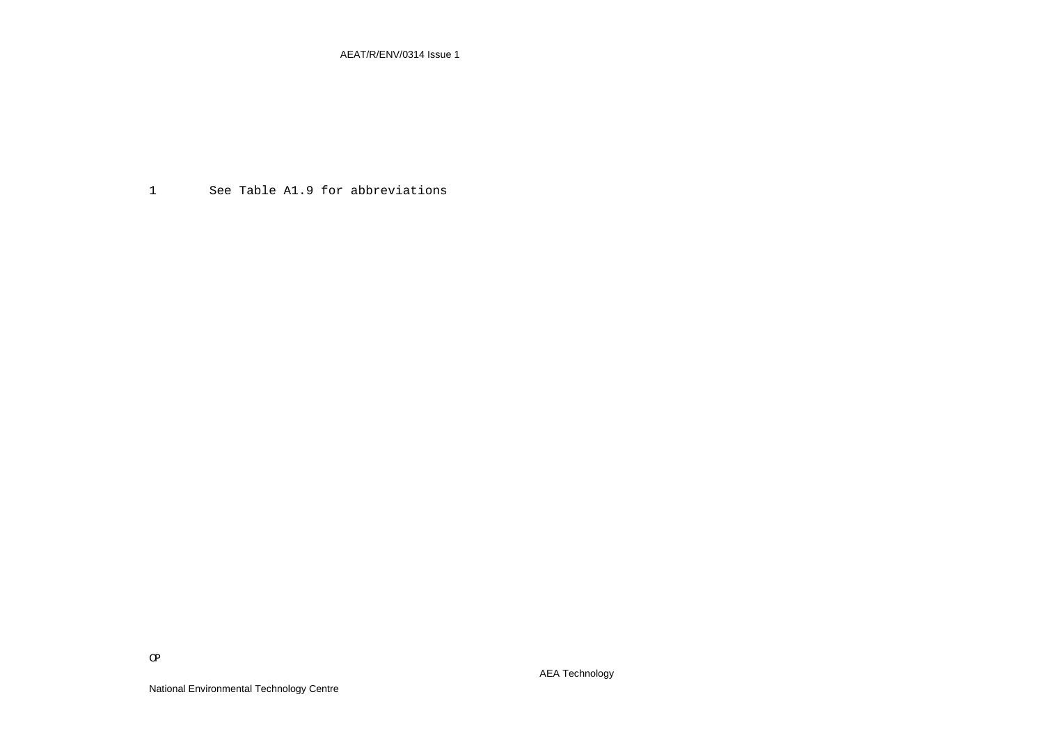1 See Table A1.9 for abbreviations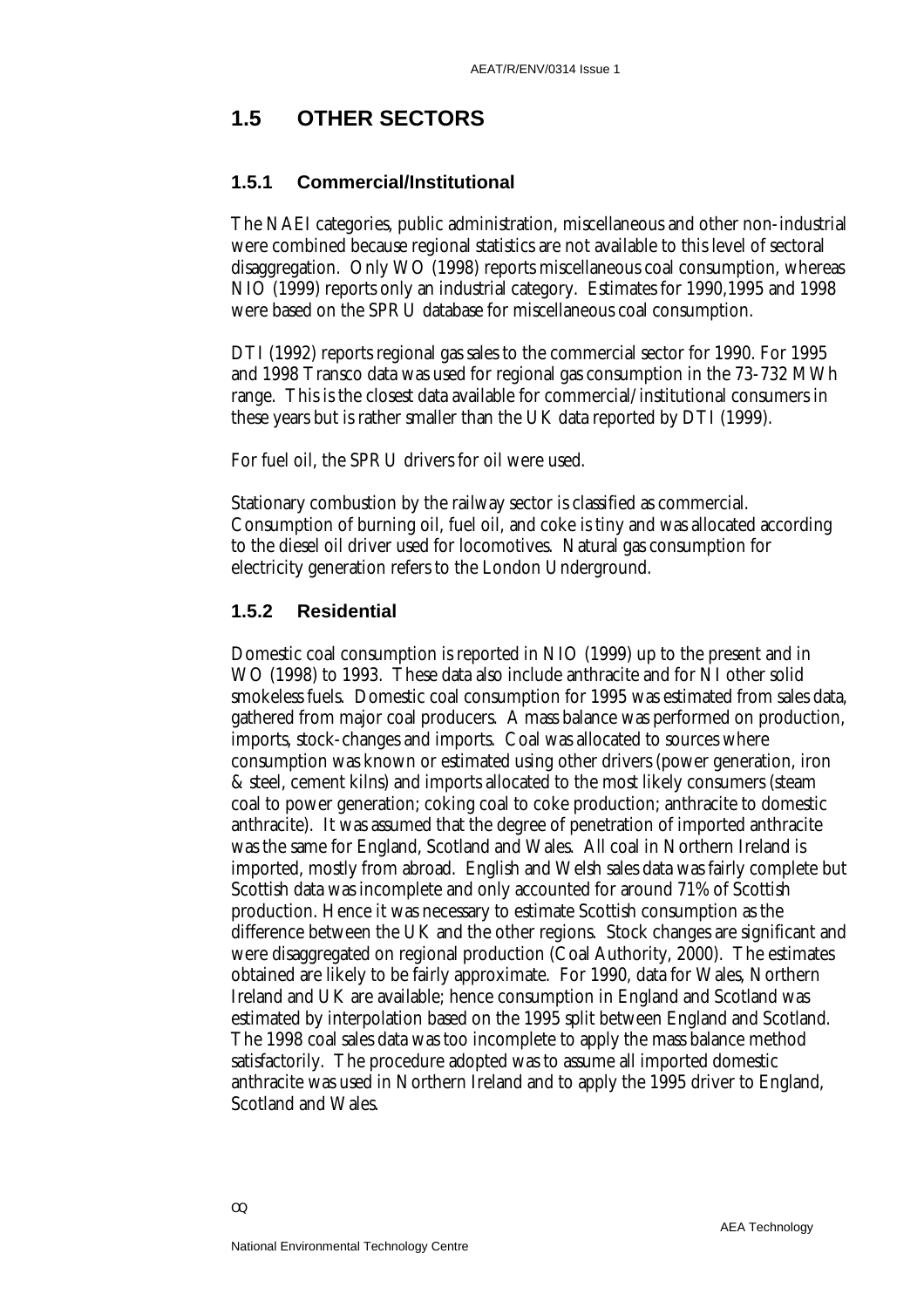## 1.5 OTHER SECTORS

### 1.5.1 Commercial/Institutional

The NAEI categories, public administration, miscellaneous and other non-industrial were combined because regional statistics are not available to this level of sectoral disaggregation. Only WO (1998) reports miscellaneous coal consumption, whereas NIO (1999) reports only an industrial category. Estimates for 1990,1995 and 1998 were based on the SPRU database for miscellaneous coal consumption.

DTI (1992) reports regional gas sales to the commercial sector for 1990. For 1995 and 1998 Transco data was used for regional gas consumption in the 73-732 MWh range. This is the closest data available for commercial/institutional consumers in these years but is rather smaller than the UK data reported by DTI (1999).

For fuel oil, the SPRU drivers for oil were used.

Stationary combustion by the railway sector is classified as commercial. Consumption of burning oil, fuel oil, and coke is tiny and was allocated according to the diesel oil driver used for locomotives. Natural gas consumption for electricity generation refers to the London Underground.

### 1.5.2 Residential

Domestic coal consumption is reported in NIO (1999) up to the present and in WO (1998) to 1993. These data also include anthracite and for NI other solid smokeless fuels. Domestic coal consumption for 1995 was estimated from sales data, gathered from major coal producers. A mass balance was performed on production, imports, stock-changes and imports. Coal was allocated to sources where consumption was known or estimated using other drivers (power generation, iron & steel, cement kilns) and imports allocated to the most likely consumers (steam coal to power generation; coking coal to coke production; anthracite to domestic anthracite). It was assumed that the degree of penetration of imported anthracite was the same for England, Scotland and Wales. All coal in Northern Ireland is imported, mostly from abroad. English and Welsh sales data was fairly complete but Scottish data was incomplete and only accounted for around 71% of Scottish production. Hence it was necessary to estimate Scottish consumption as the difference between the UK and the other regions. Stock changes are significant and were disaggregated on regional production (Coal Authority, 2000). The estimates obtained are likely to be fairly approximate. For 1990, data for Wales, Northern Ireland and UK are available; hence consumption in England and Scotland was estimated by interpolation based on the 1995 split between England and Scotland. The 1998 coal sales data was too incomplete to apply the mass balance method satisfactorily. The procedure adopted was to assume all imported domestic anthracite was used in Northern Ireland and to apply the 1995 driver to England, Scotland and Wales.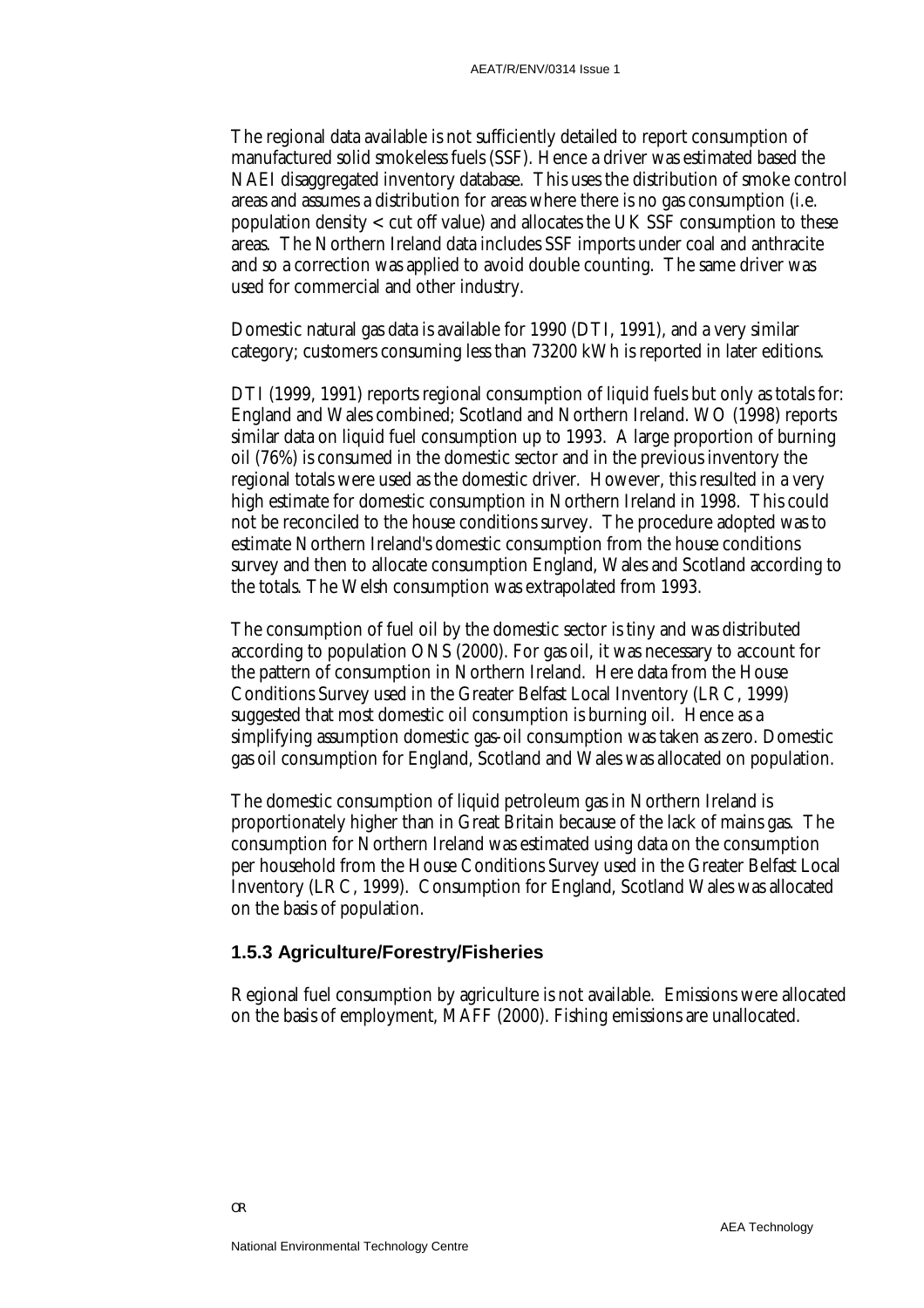The regional data available is not sufficiently detailed to report consumption of manufactured solid smokeless fuels (SSF). Hence a driver was estimated based the NAEI disaggregated inventory database. This uses the distribution of smoke control areas and assumes a distribution for areas where there is no gas consumption (i.e. population density < cut off value) and allocates the UK SSF consumption to these areas. The Northern Ireland data includes SSF imports under coal and anthracite and so a correction was applied to avoid double counting. The same driver was used for commercial and other industry.

Domestic natural gas data is available for 1990 (DTI, 1991), and a very similar category; customers consuming less than 73200 kWh is reported in later editions.

DTI (1999, 1991) reports regional consumption of liquid fuels but only as totals for: England and Wales combined; Scotland and Northern Ireland. WO (1998) reports similar data on liquid fuel consumption up to 1993. A large proportion of burning oil (76%) is consumed in the domestic sector and in the previous inventory the regional totals were used as the domestic driver. However, this resulted in a very high estimate for domestic consumption in Northern Ireland in 1998. This could not be reconciled to the house conditions survey. The procedure adopted was to estimate Northern Ireland's domestic consumption from the house conditions survey and then to allocate consumption England, Wales and Scotland according to the totals. The Welsh consumption was extrapolated from 1993.

The consumption of fuel oil by the domestic sector is tiny and was distributed according to population ONS (2000). For gas oil, it was necessary to account for the pattern of consumption in Northern Ireland. Here data from the House Conditions Survey used in the Greater Belfast Local Inventory (LRC, 1999) suggested that most domestic oil consumption is burning oil. Hence as a simplifying assumption domestic gas-oil consumption was taken as zero. Domestic gas oil consumption for England, Scotland and Wales was allocated on population.

The domestic consumption of liquid petroleum gas in Northern Ireland is proportionately higher than in Great Britain because of the lack of mains gas. The consumption for Northern Ireland was estimated using data on the consumption per household from the House Conditions Survey used in the Greater Belfast Local Inventory (LRC, 1999). Consumption for England, Scotland Wales was allocated on the basis of population.

### 1.5.3 Agriculture/Forestry/Fisheries

Regional fuel consumption by agriculture is not available. Emissions were allocated on the basis of employment, MAFF (2000). Fishing emissions are unallocated.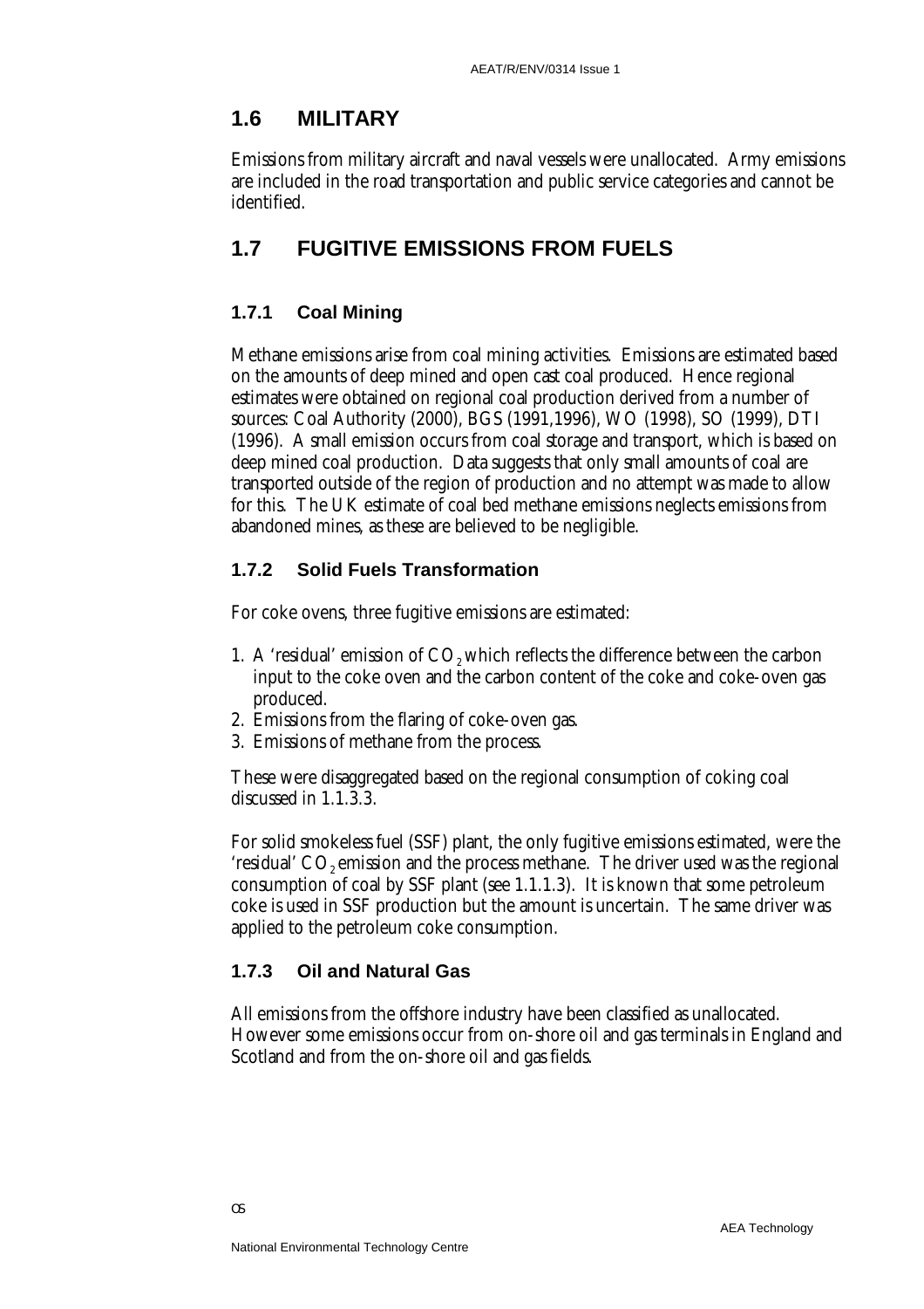## 1.6 MILITARY

Emissions from military aircraft and naval vessels were unallocated. Army emissions are included in the road transportation and public service categories and cannot be identified.

## 1.7 FUGITIVE EMISSIONS FROM FUELS

### 1.7.1 Coal Mining

Methane emissions arise from coal mining activities. Emissions are estimated based on the amounts of deep mined and open cast coal produced. Hence regional estimates were obtained on regional coal production derived from a number of sources: Coal Authority (2000), BGS (1991,1996), WO (1998), SO (1999), DTI (1996). A small emission occurs from coal storage and transport, which is based on deep mined coal production. Data suggests that only small amounts of coal are transported outside of the region of production and no attempt was made to allow for this. The UK estimate of coal bed methane emissions neglects emissions from abandoned mines, as these are believed to be negligible.

### 1.7.2 Solid Fuels Transformation

For coke ovens, three fugitive emissions are estimated:

1. A 'residual' emission of $CO_2$ which reflects the difference between the carbon input to the coke oven and the carbon content of the coke and coke-oven gas produced.
2. Emissions from the flaring of coke-oven gas.
3. Emissions of methane from the process.

These were disaggregated based on the regional consumption of coking coal discussed in 1.1.3.3.

For solid smokeless fuel (SSF) plant, the only fugitive emissions estimated, were the 'residual' $CO_2$ emission and the process methane. The driver used was the regional consumption of coal by SSF plant (see 1.1.1.3). It is known that some petroleum coke is used in SSF production but the amount is uncertain. The same driver was applied to the petroleum coke consumption.

### 1.7.3 Oil and Natural Gas

All emissions from the offshore industry have been classified as unallocated. However some emissions occur from on-shore oil and gas terminals in England and Scotland and from the on-shore oil and gas fields.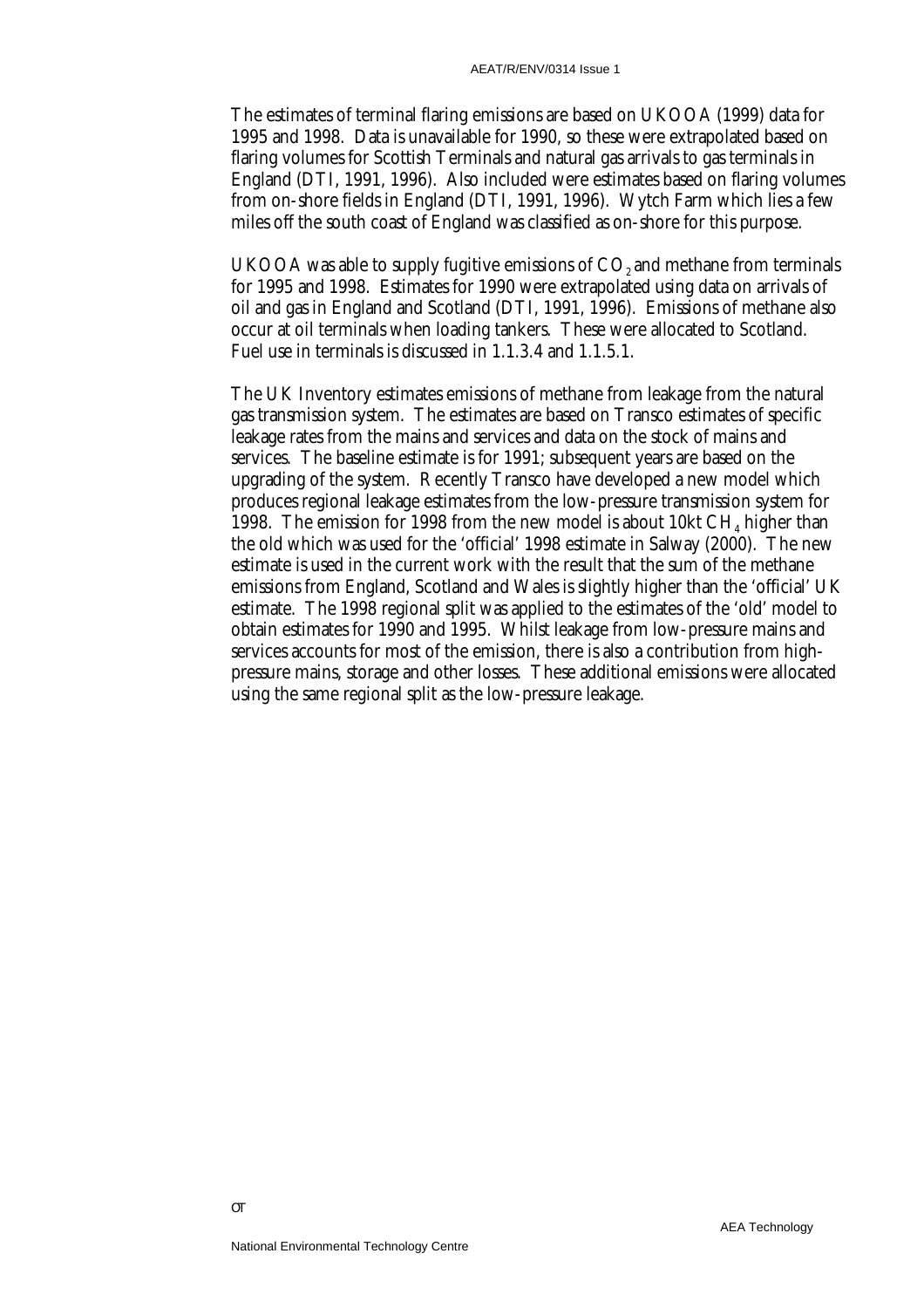The estimates of terminal flaring emissions are based on UKOOA (1999) data for 1995 and 1998. Data is unavailable for 1990, so these were extrapolated based on flaring volumes for Scottish Terminals and natural gas arrivals to gas terminals in England (DTI, 1991, 1996). Also included were estimates based on flaring volumes from on-shore fields in England (DTI, 1991, 1996). Wytch Farm which lies a few miles off the south coast of England was classified as on-shore for this purpose.

UKOOA was able to supply fugitive emissions of $CO_2$ and methane from terminals for 1995 and 1998. Estimates for 1990 were extrapolated using data on arrivals of oil and gas in England and Scotland (DTI, 1991, 1996). Emissions of methane also occur at oil terminals when loading tankers. These were allocated to Scotland. Fuel use in terminals is discussed in 1.1.3.4 and 1.1.5.1.

The UK Inventory estimates emissions of methane from leakage from the natural gas transmission system. The estimates are based on Transco estimates of specific leakage rates from the mains and services and data on the stock of mains and services. The baseline estimate is for 1991; subsequent years are based on the upgrading of the system. Recently Transco have developed a new model which produces regional leakage estimates from the low-pressure transmission system for 1998. The emission for 1998 from the new model is about 10kt $CH_4$ higher than the old which was used for the 'official' 1998 estimate in Salway (2000). The new estimate is used in the current work with the result that the sum of the methane emissions from England, Scotland and Wales is slightly higher than the 'official' UK estimate. The 1998 regional split was applied to the estimates of the 'old' model to obtain estimates for 1990 and 1995. Whilst leakage from low-pressure mains and services accounts for most of the emission, there is also a contribution from high-pressure mains, storage and other losses. These additional emissions were allocated using the same regional split as the low-pressure leakage.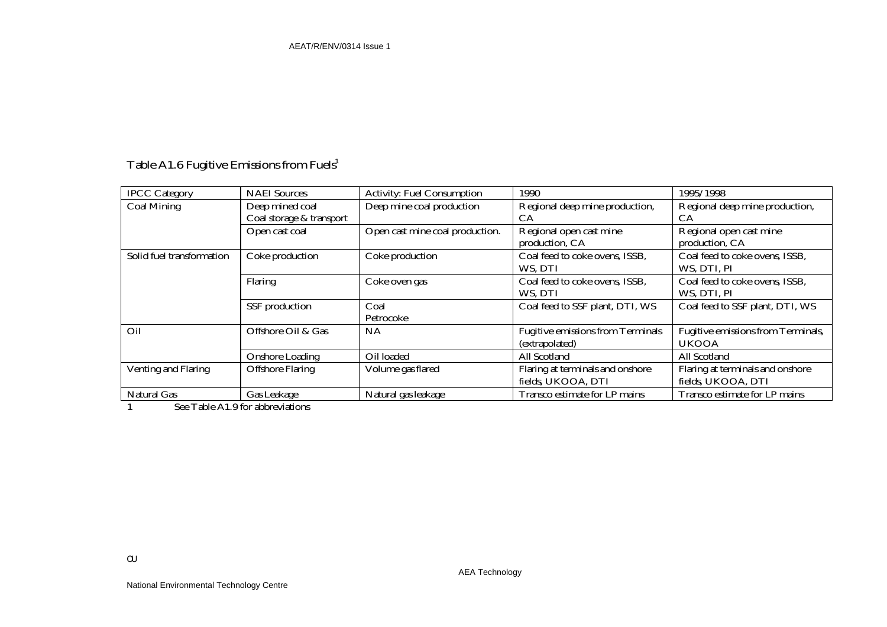Table A1.6 Fugitive Emissions from Fuels[1]

| IPCC Category | NAEI Sources | Activity: Fuel Consumption | 1990 | 1995/1998 |
|---|---|---|---|---|
| Coal Mining | Deep mined coal<br>Coal storage & transport | Deep mine coal production | Regional deep mine production, CA | Regional deep mine production, CA |
| | Open cast coal | Open cast mine coal production. | Regional open cast mine production, CA | Regional open cast mine production, CA |
| Solid fuel transformation | Coke production | Coke production | Coal feed to coke ovens, ISSB, WS, DTI | Coal feed to coke ovens, ISSB, WS, DTI, PI |
| | Flaring | Coke oven gas | Coal feed to coke ovens, ISSB, WS, DTI | Coal feed to coke ovens, ISSB, WS, DTI, PI |
| | SSF production | Coal<br>Petrocoke | Coal feed to SSF plant, DTI, WS | Coal feed to SSF plant, DTI, WS |
| Oil | Offshore Oil & Gas | NA | Fugitive emissions from Terminals (extrapolated) | Fugitive emissions from Terminals, UKOOA |
| | Onshore Loading | Oil loaded | All Scotland | All Scotland |
| Venting and Flaring | Offshore Flaring | Volume gas flared | Flaring at terminals and onshore fields, UKOOA, DTI | Flaring at terminals and onshore fields, UKOOA, DTI |
| Natural Gas | Gas Leakage | Natural gas leakage | Transco estimate for LP mains | Transco estimate for LP mains |

1 See Table A1.9 for abbreviations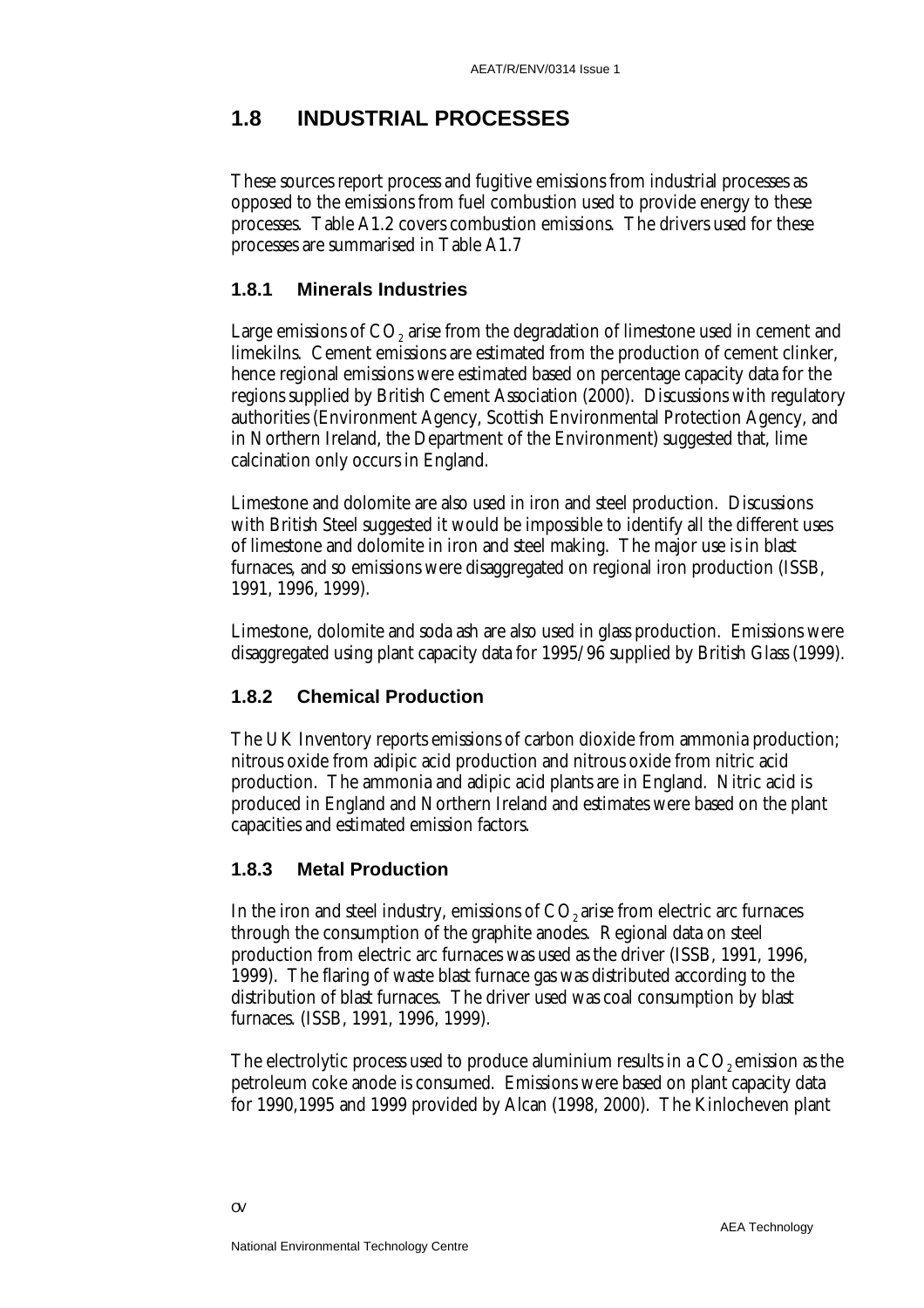## 1.8 INDUSTRIAL PROCESSES

These sources report process and fugitive emissions from industrial processes as opposed to the emissions from fuel combustion used to provide energy to these processes. Table A1.2 covers combustion emissions. The drivers used for these processes are summarised in Table A1.7

### 1.8.1 Minerals Industries

Large emissions of $CO_2$ arise from the degradation of limestone used in cement and limekilns. Cement emissions are estimated from the production of cement clinker, hence regional emissions were estimated based on percentage capacity data for the regions supplied by British Cement Association (2000). Discussions with regulatory authorities (Environment Agency, Scottish Environmental Protection Agency, and in Northern Ireland, the Department of the Environment) suggested that, lime calcination only occurs in England.

Limestone and dolomite are also used in iron and steel production. Discussions with British Steel suggested it would be impossible to identify all the different uses of limestone and dolomite in iron and steel making. The major use is in blast furnaces, and so emissions were disaggregated on regional iron production (ISSB, 1991, 1996, 1999).

Limestone, dolomite and soda ash are also used in glass production. Emissions were disaggregated using plant capacity data for 1995/96 supplied by British Glass (1999).

### 1.8.2 Chemical Production

The UK Inventory reports emissions of carbon dioxide from ammonia production; nitrous oxide from adipic acid production and nitrous oxide from nitric acid production. The ammonia and adipic acid plants are in England. Nitric acid is produced in England and Northern Ireland and estimates were based on the plant capacities and estimated emission factors.

### 1.8.3 Metal Production

In the iron and steel industry, emissions of $CO_2$ arise from electric arc furnaces through the consumption of the graphite anodes. Regional data on steel production from electric arc furnaces was used as the driver (ISSB, 1991, 1996, 1999). The flaring of waste blast furnace gas was distributed according to the distribution of blast furnaces. The driver used was coal consumption by blast furnaces. (ISSB, 1991, 1996, 1999).

The electrolytic process used to produce aluminium results in a $CO_2$ emission as the petroleum coke anode is consumed. Emissions were based on plant capacity data for 1990,1995 and 1999 provided by Alcan (1998, 2000). The Kinlocheven plant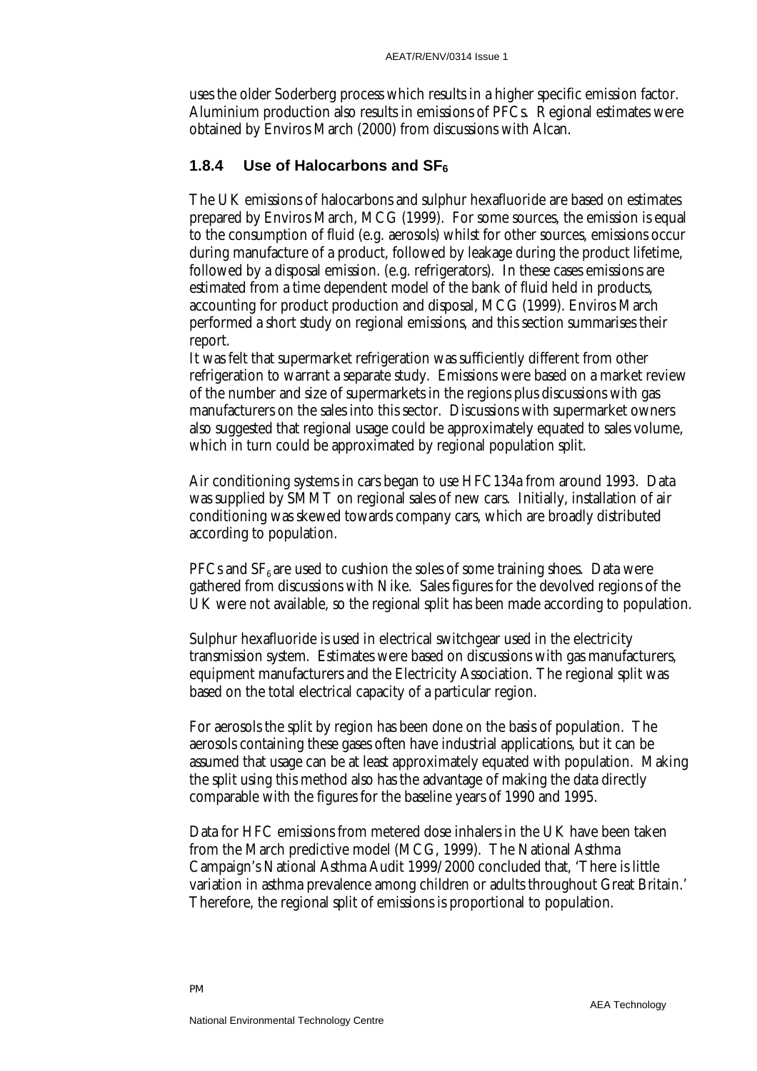uses the older Soderberg process which results in a higher specific emission factor. Aluminium production also results in emissions of PFCs. Regional estimates were obtained by Enviros March (2000) from discussions with Alcan.

### 1.8.4 Use of Halocarbons and $SF_6$

The UK emissions of halocarbons and sulphur hexafluoride are based on estimates prepared by Enviros March, MCG (1999). For some sources, the emission is equal to the consumption of fluid (e.g. aerosols) whilst for other sources, emissions occur during manufacture of a product, followed by leakage during the product lifetime, followed by a disposal emission. (e.g. refrigerators). In these cases emissions are estimated from a time dependent model of the bank of fluid held in products, accounting for product production and disposal, MCG (1999). Enviros March performed a short study on regional emissions, and this section summarises their report.
It was felt that supermarket refrigeration was sufficiently different from other refrigeration to warrant a separate study. Emissions were based on a market review of the number and size of supermarkets in the regions plus discussions with gas manufacturers on the sales into this sector. Discussions with supermarket owners also suggested that regional usage could be approximately equated to sales volume, which in turn could be approximated by regional population split.

Air conditioning systems in cars began to use HFC134a from around 1993. Data was supplied by SMMT on regional sales of new cars. Initially, installation of air conditioning was skewed towards company cars, which are broadly distributed according to population.

PFCs and $SF_6$ are used to cushion the soles of some training shoes. Data were gathered from discussions with Nike. Sales figures for the devolved regions of the UK were not available, so the regional split has been made according to population.

Sulphur hexafluoride is used in electrical switchgear used in the electricity transmission system. Estimates were based on discussions with gas manufacturers, equipment manufacturers and the Electricity Association. The regional split was based on the total electrical capacity of a particular region.

For aerosols the split by region has been done on the basis of population. The aerosols containing these gases often have industrial applications, but it can be assumed that usage can be at least approximately equated with population. Making the split using this method also has the advantage of making the data directly comparable with the figures for the baseline years of 1990 and 1995.

Data for HFC emissions from metered dose inhalers in the UK have been taken from the March predictive model (MCG, 1999). The National Asthma Campaign's National Asthma Audit 1999/2000 concluded that, 'There is little variation in asthma prevalence among children or adults throughout Great Britain.' Therefore, the regional split of emissions is proportional to population.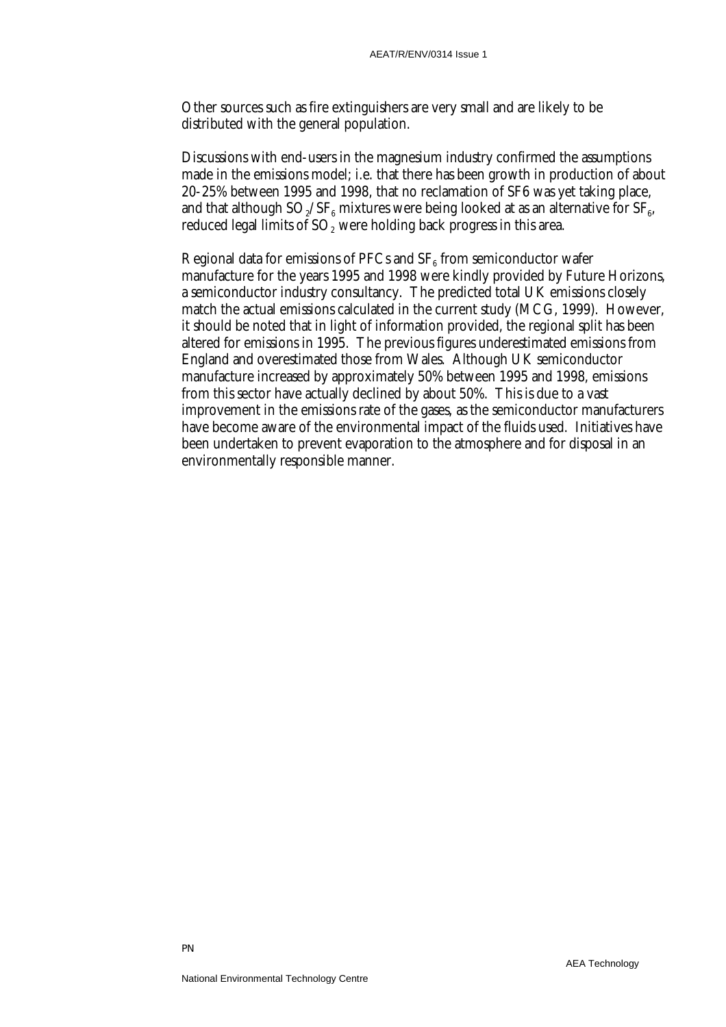Other sources such as fire extinguishers are very small and are likely to be distributed with the general population.

Discussions with end-users in the magnesium industry confirmed the assumptions made in the emissions model; i.e. that there has been growth in production of about 20-25% between 1995 and 1998, that no reclamation of SF6 was yet taking place, and that although $SO_2/SF_6$ mixtures were being looked at as an alternative for $SF_6$, reduced legal limits of $SO_2$ were holding back progress in this area.

Regional data for emissions of PFCs and $SF_6$ from semiconductor wafer manufacture for the years 1995 and 1998 were kindly provided by Future Horizons, a semiconductor industry consultancy. The predicted total UK emissions closely match the actual emissions calculated in the current study (MCG, 1999). However, it should be noted that in light of information provided, the regional split has been altered for emissions in 1995. The previous figures underestimated emissions from England and overestimated those from Wales. Although UK semiconductor manufacture increased by approximately 50% between 1995 and 1998, emissions from this sector have actually declined by about 50%. This is due to a vast improvement in the emissions rate of the gases, as the semiconductor manufacturers have become aware of the environmental impact of the fluids used. Initiatives have been undertaken to prevent evaporation to the atmosphere and for disposal in an environmentally responsible manner.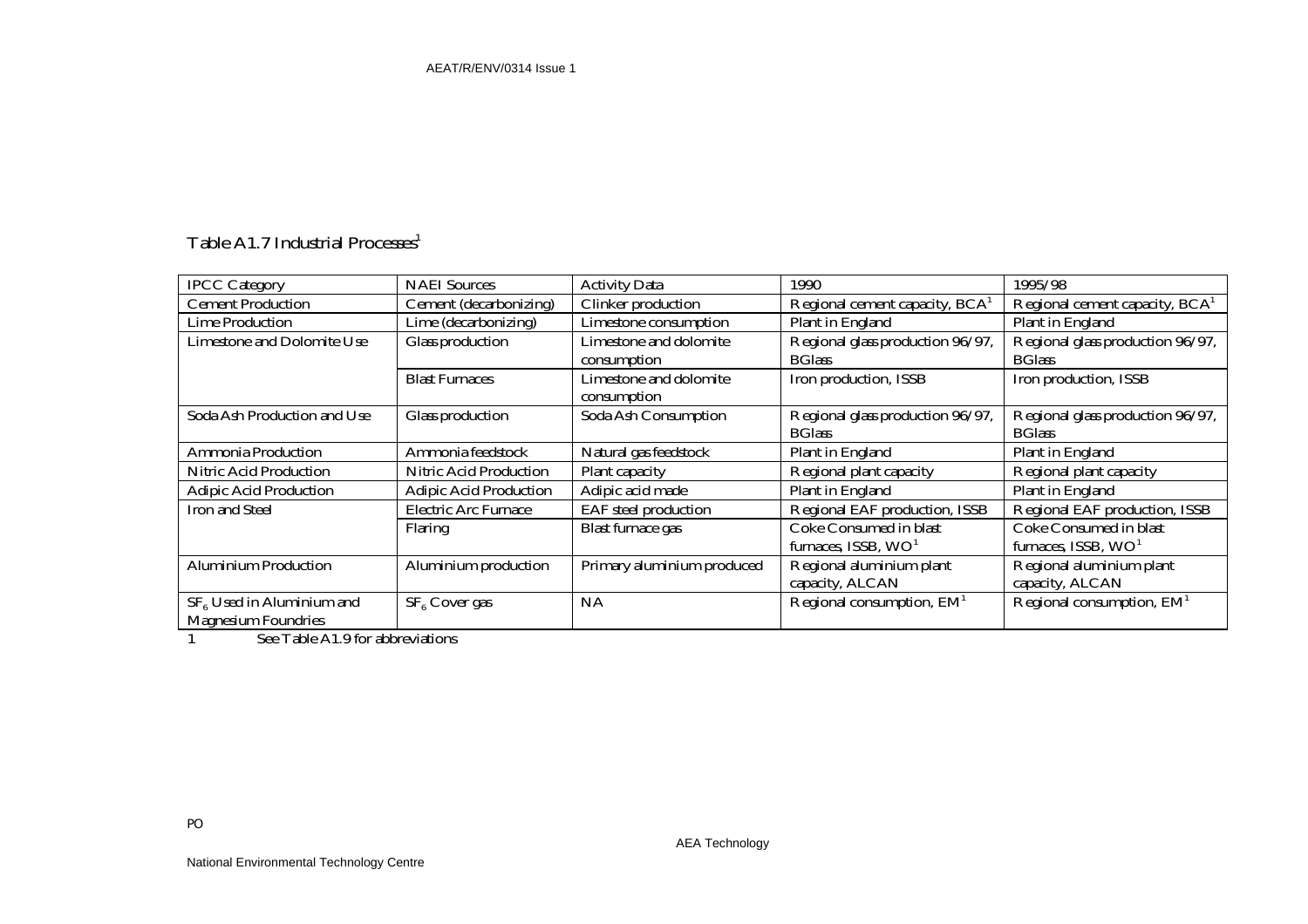Table A1.7 Industrial Processes[1]

| IPCC Category | NAEI Sources | Activity Data | 1990 | 1995/98 |
|---|---|---|---|---|
| Cement Production | Cement (decarbonizing) | Clinker production | Regional cement capacity, BCA[1] | Regional cement capacity, BCA[1] |
| Lime Production | Lime (decarbonizing) | Limestone consumption | Plant in England | Plant in England |
| Limestone and Dolomite Use | Glass production | Limestone and dolomite consumption | Regional glass production 96/97, BGlass | Regional glass production 96/97, BGlass |
| | Blast Furnaces | Limestone and dolomite consumption | Iron production, ISSB | Iron production, ISSB |
| Soda Ash Production and Use | Glass production | Soda Ash Consumption | Regional glass production 96/97, BGlass | Regional glass production 96/97, BGlass |
| Ammonia Production | Ammonia feedstock | Natural gas feedstock | Plant in England | Plant in England |
| Nitric Acid Production | Nitric Acid Production | Plant capacity | Regional plant capacity | Regional plant capacity |
| Adipic Acid Production | Adipic Acid Production | Adipic acid made | Plant in England | Plant in England |
| Iron and Steel | Electric Arc Furnace | EAF steel production | Regional EAF production, ISSB | Regional EAF production, ISSB |
| | Flaring | Blast furnace gas | Coke Consumed in blast furnaces, ISSB, WO[1] | Coke Consumed in blast furnaces, ISSB, WO[1] |
| Aluminium Production | Aluminium production | Primary aluminium produced | Regional aluminium plant capacity, ALCAN | Regional aluminium plant capacity, ALCAN |
| $SF_6$ Used in Aluminium and Magnesium Foundries | $SF_6$ Cover gas | NA | Regional consumption, EM[1] | Regional consumption, EM[1] |

1 See Table A1.9 for abbreviations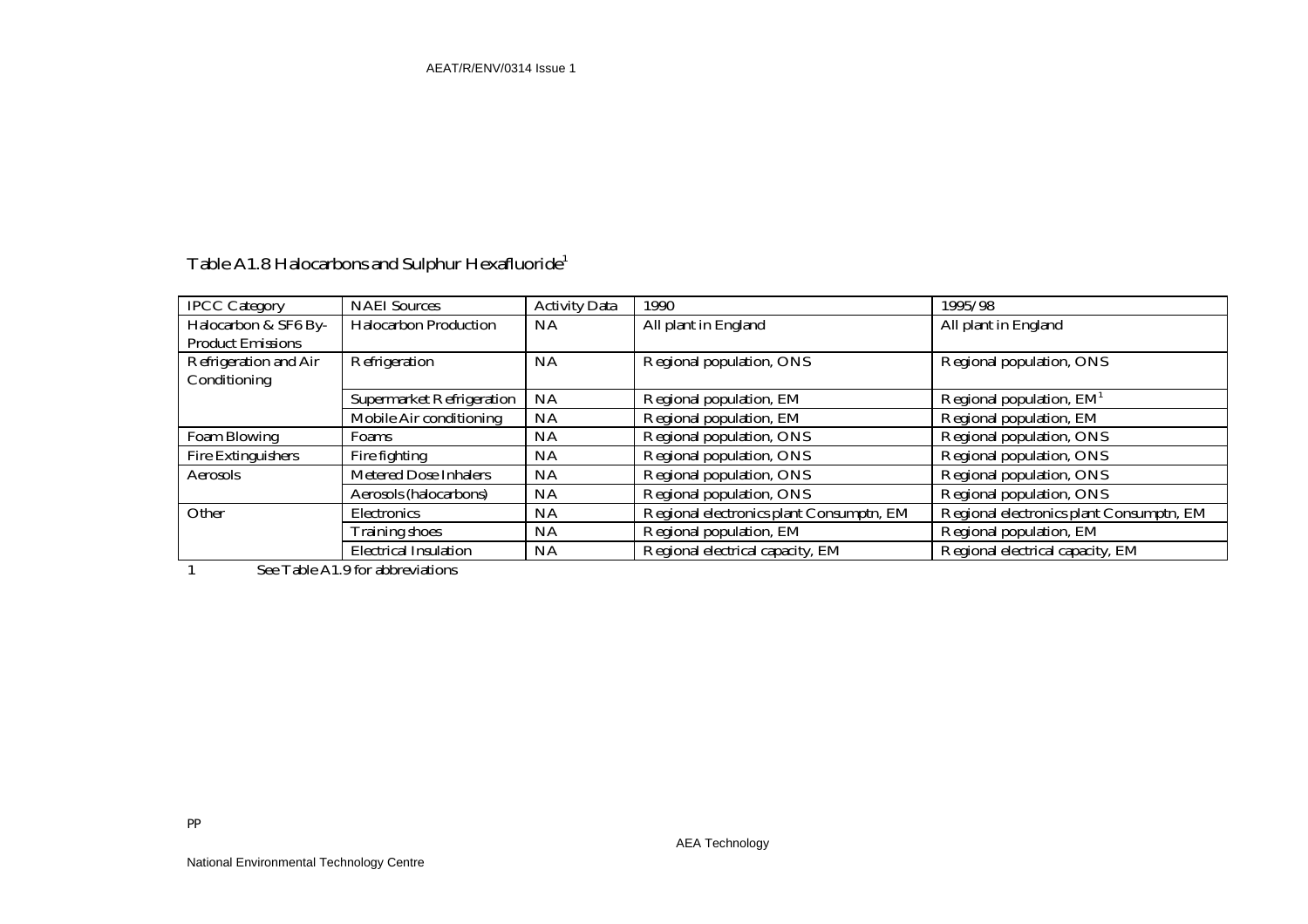Table A1.8 Halocarbons and Sulphur Hexafluoride[1]

| IPCC Category | NAEI Sources | Activity Data | 1990 | 1995/98 |
|---|---|---|---|---|
| Halocarbon & SF6 By-Product Emissions | Halocarbon Production | NA | All plant in England | All plant in England |
| Refrigeration and Air Conditioning | Refrigeration | NA | Regional population, ONS | Regional population, ONS |
| | Supermarket Refrigeration | NA | Regional population, EM | Regional population, EM[1] |
| | Mobile Air conditioning | NA | Regional population, EM | Regional population, EM |
| Foam Blowing | Foams | NA | Regional population, ONS | Regional population, ONS |
| Fire Extinguishers | Fire fighting | NA | Regional population, ONS | Regional population, ONS |
| Aerosols | Metered Dose Inhalers | NA | Regional population, ONS | Regional population, ONS |
| | Aerosols (halocarbons) | NA | Regional population, ONS | Regional population, ONS |
| Other | Electronics | NA | Regional electronics plant Consumptn, EM | Regional electronics plant Consumptn, EM |
| | Training shoes | NA | Regional population, EM | Regional population, EM |
| | Electrical Insulation | NA | Regional electrical capacity, EM | Regional electrical capacity, EM |

1 See Table A1.9 for abbreviations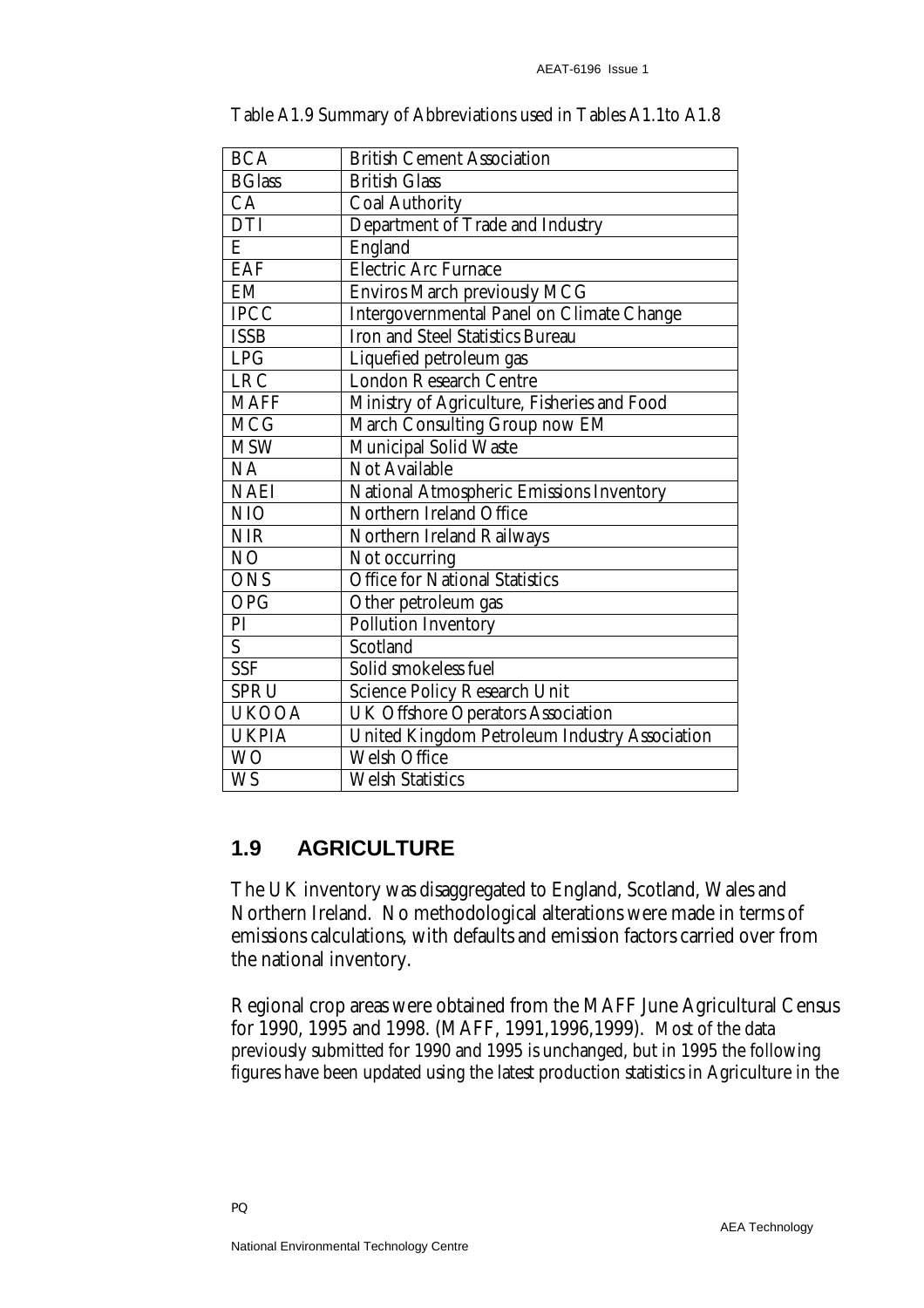Table A1.9 Summary of Abbreviations used in Tables A1.1to A1.8

| | |
|---|---|
| BCA | British Cement Association |
| BGlass | British Glass |
| CA | Coal Authority |
| DTI | Department of Trade and Industry |
| E | England |
| EAF | Electric Arc Furnace |
| EM | Enviros March previously MCG |
| IPCC | Intergovernmental Panel on Climate Change |
| ISSB | Iron and Steel Statistics Bureau |
| LPG | Liquefied petroleum gas |
| LRC | London Research Centre |
| MAFF | Ministry of Agriculture, Fisheries and Food |
| MCG | March Consulting Group now EM |
| MSW | Municipal Solid Waste |
| NA | Not Available |
| NAEI | National Atmospheric Emissions Inventory |
| NIO | Northern Ireland Office |
| NIR | Northern Ireland Railways |
| NO | Not occurring |
| ONS | Office for National Statistics |
| OPG | Other petroleum gas |
| PI | Pollution Inventory |
| S | Scotland |
| SSF | Solid smokeless fuel |
| SPRU | Science Policy Research Unit |
| UKOOA | UK Offshore Operators Association |
| UKPIA | United Kingdom Petroleum Industry Association |
| WO | Welsh Office |
| WS | Welsh Statistics |

## 1.9 AGRICULTURE

The UK inventory was disaggregated to England, Scotland, Wales and Northern Ireland. No methodological alterations were made in terms of emissions calculations, with defaults and emission factors carried over from the national inventory.

Regional crop areas were obtained from the MAFF June Agricultural Census for 1990, 1995 and 1998. (MAFF, 1991,1996,1999). Most of the data previously submitted for 1990 and 1995 is unchanged, but in 1995 the following figures have been updated using the latest production statistics in Agriculture in the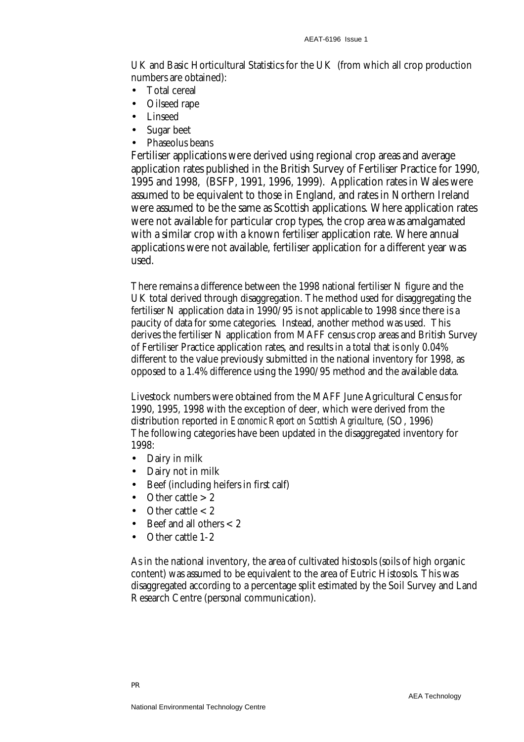UK and Basic Horticultural Statistics for the UK (from which all crop production numbers are obtained):

- Total cereal
- Oilseed rape
- Linseed
- Sugar beet
- Phaseolus beans

Fertiliser applications were derived using regional crop areas and average application rates published in the British Survey of Fertiliser Practice for 1990, 1995 and 1998, (BSFP, 1991, 1996, 1999). Application rates in Wales were assumed to be equivalent to those in England, and rates in Northern Ireland were assumed to be the same as Scottish applications. Where application rates were not available for particular crop types, the crop area was amalgamated with a similar crop with a known fertiliser application rate. Where annual applications were not available, fertiliser application for a different year was used.

There remains a difference between the 1998 national fertiliser N figure and the UK total derived through disaggregation. The method used for disaggregating the fertiliser N application data in 1990/95 is not applicable to 1998 since there is a paucity of data for some categories. Instead, another method was used. This derives the fertiliser N application from MAFF census crop areas and British Survey of Fertiliser Practice application rates, and results in a total that is only 0.04% different to the value previously submitted in the national inventory for 1998, as opposed to a 1.4% difference using the 1990/95 method and the available data.

Livestock numbers were obtained from the MAFF June Agricultural Census for 1990, 1995, 1998 with the exception of deer, which were derived from the distribution reported in *Economic Report on Scottish Agriculture*, (SO, 1996) The following categories have been updated in the disaggregated inventory for 1998:

- Dairy in milk
- Dairy not in milk
- Beef (including heifers in first calf)
- Other cattle > 2
- Other cattle < 2
- Beef and all others < 2
- Other cattle 1-2

As in the national inventory, the area of cultivated histosols (soils of high organic content) was assumed to be equivalent to the area of Eutric Histosols. This was disaggregated according to a percentage split estimated by the Soil Survey and Land Research Centre (personal communication).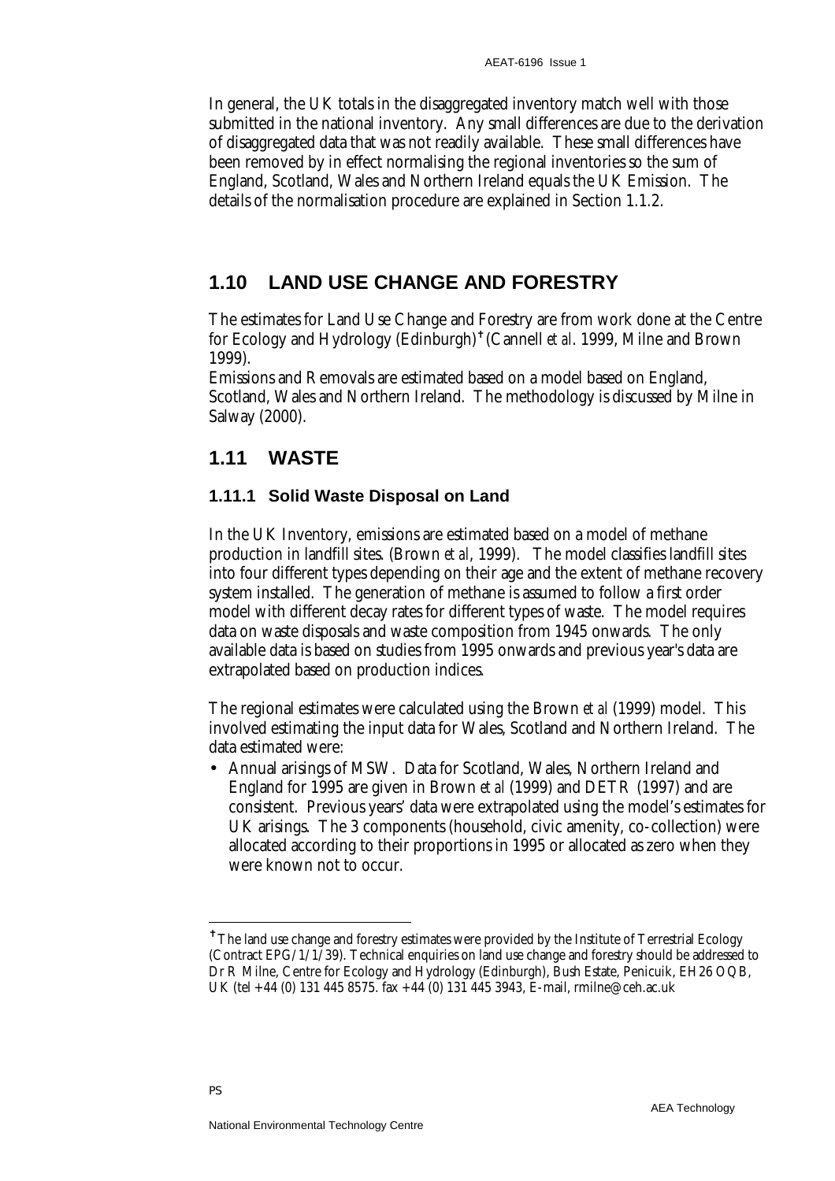In general, the UK totals in the disaggregated inventory match well with those submitted in the national inventory. Any small differences are due to the derivation of disaggregated data that was not readily available. These small differences have been removed by in effect normalising the regional inventories so the sum of England, Scotland, Wales and Northern Ireland equals the UK Emission. The details of the normalisation procedure are explained in Section 1.1.2.

## 1.10 LAND USE CHANGE AND FORESTRY

The estimates for Land Use Change and Forestry are from work done at the Centre for Ecology and Hydrology (Edinburgh)[†] (Cannell *et al*. 1999, Milne and Brown 1999).
Emissions and Removals are estimated based on a model based on England, Scotland, Wales and Northern Ireland. The methodology is discussed by Milne in Salway (2000).

## 1.11 WASTE

### 1.11.1 Solid Waste Disposal on Land

In the UK Inventory, emissions are estimated based on a model of methane production in landfill sites. (Brown *et al*, 1999). The model classifies landfill sites into four different types depending on their age and the extent of methane recovery system installed. The generation of methane is assumed to follow a first order model with different decay rates for different types of waste. The model requires data on waste disposals and waste composition from 1945 onwards. The only available data is based on studies from 1995 onwards and previous year's data are extrapolated based on production indices.

The regional estimates were calculated using the Brown *et al* (1999) model. This involved estimating the input data for Wales, Scotland and Northern Ireland. The data estimated were:

- Annual arisings of MSW. Data for Scotland, Wales, Northern Ireland and England for 1995 are given in Brown *et al* (1999) and DETR (1997) and are consistent. Previous years' data were extrapolated using the model's estimates for UK arisings. The 3 components (household, civic amenity, co-collection) were allocated according to their proportions in 1995 or allocated as zero when they were known not to occur.

---

[†] The land use change and forestry estimates were provided by the Institute of Terrestrial Ecology (Contract EPG/1/1/39). Technical enquiries on land use change and forestry should be addressed to Dr R Milne, Centre for Ecology and Hydrology (Edinburgh), Bush Estate, Penicuik, EH26 OQB, UK (tel +44 (0) 131 445 8575. fax +44 (0) 131 445 3943, E-mail, rmilne@ceh.ac.uk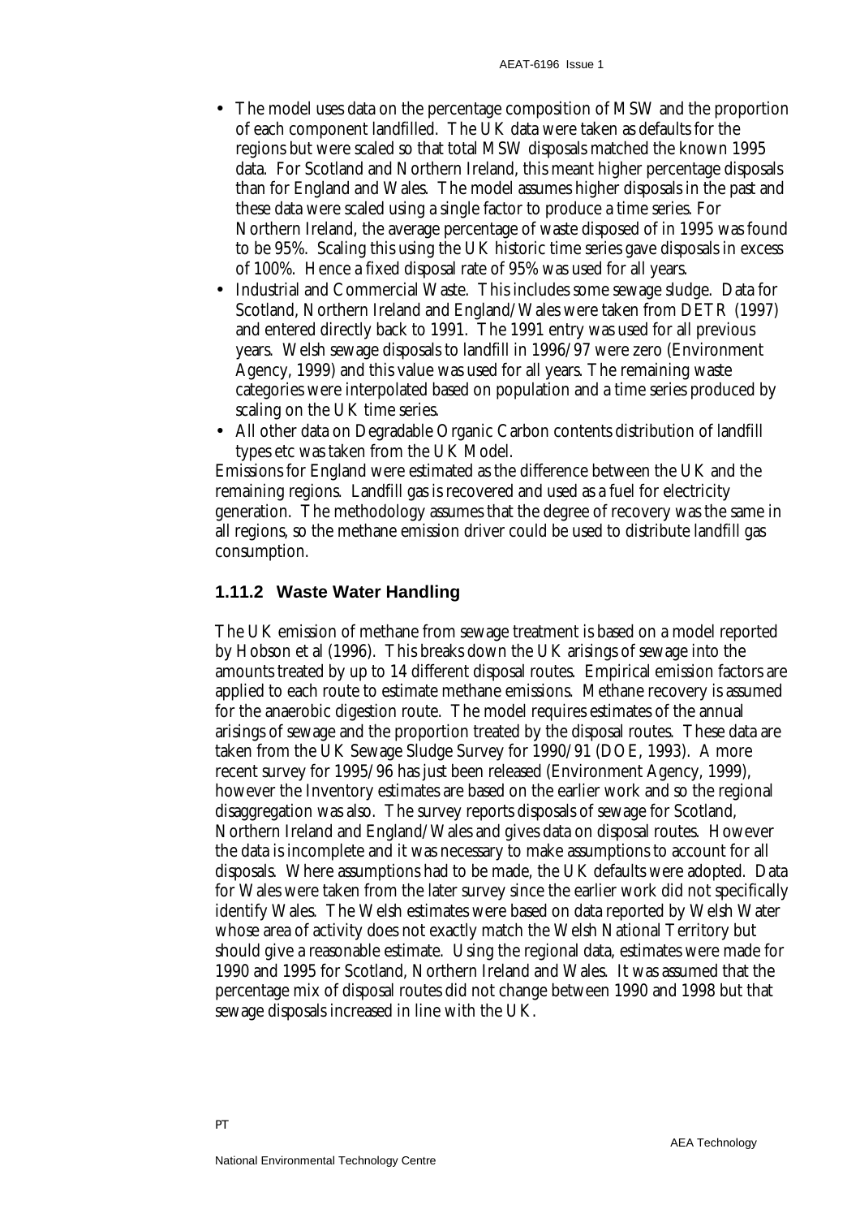- The model uses data on the percentage composition of MSW and the proportion of each component landfilled. The UK data were taken as defaults for the regions but were scaled so that total MSW disposals matched the known 1995 data. For Scotland and Northern Ireland, this meant higher percentage disposals than for England and Wales. The model assumes higher disposals in the past and these data were scaled using a single factor to produce a time series. For Northern Ireland, the average percentage of waste disposed of in 1995 was found to be 95%. Scaling this using the UK historic time series gave disposals in excess of 100%. Hence a fixed disposal rate of 95% was used for all years.
- Industrial and Commercial Waste. This includes some sewage sludge. Data for Scotland, Northern Ireland and England/Wales were taken from DETR (1997) and entered directly back to 1991. The 1991 entry was used for all previous years. Welsh sewage disposals to landfill in 1996/97 were zero (Environment Agency, 1999) and this value was used for all years. The remaining waste categories were interpolated based on population and a time series produced by scaling on the UK time series.
- All other data on Degradable Organic Carbon contents distribution of landfill types etc was taken from the UK Model.

Emissions for England were estimated as the difference between the UK and the remaining regions. Landfill gas is recovered and used as a fuel for electricity generation. The methodology assumes that the degree of recovery was the same in all regions, so the methane emission driver could be used to distribute landfill gas consumption.

### 1.11.2 Waste Water Handling

The UK emission of methane from sewage treatment is based on a model reported by Hobson et al (1996). This breaks down the UK arisings of sewage into the amounts treated by up to 14 different disposal routes. Empirical emission factors are applied to each route to estimate methane emissions. Methane recovery is assumed for the anaerobic digestion route. The model requires estimates of the annual arisings of sewage and the proportion treated by the disposal routes. These data are taken from the UK Sewage Sludge Survey for 1990/91 (DOE, 1993). A more recent survey for 1995/96 has just been released (Environment Agency, 1999), however the Inventory estimates are based on the earlier work and so the regional disaggregation was also. The survey reports disposals of sewage for Scotland, Northern Ireland and England/Wales and gives data on disposal routes. However the data is incomplete and it was necessary to make assumptions to account for all disposals. Where assumptions had to be made, the UK defaults were adopted. Data for Wales were taken from the later survey since the earlier work did not specifically identify Wales. The Welsh estimates were based on data reported by Welsh Water whose area of activity does not exactly match the Welsh National Territory but should give a reasonable estimate. Using the regional data, estimates were made for 1990 and 1995 for Scotland, Northern Ireland and Wales. It was assumed that the percentage mix of disposal routes did not change between 1990 and 1998 but that sewage disposals increased in line with the UK.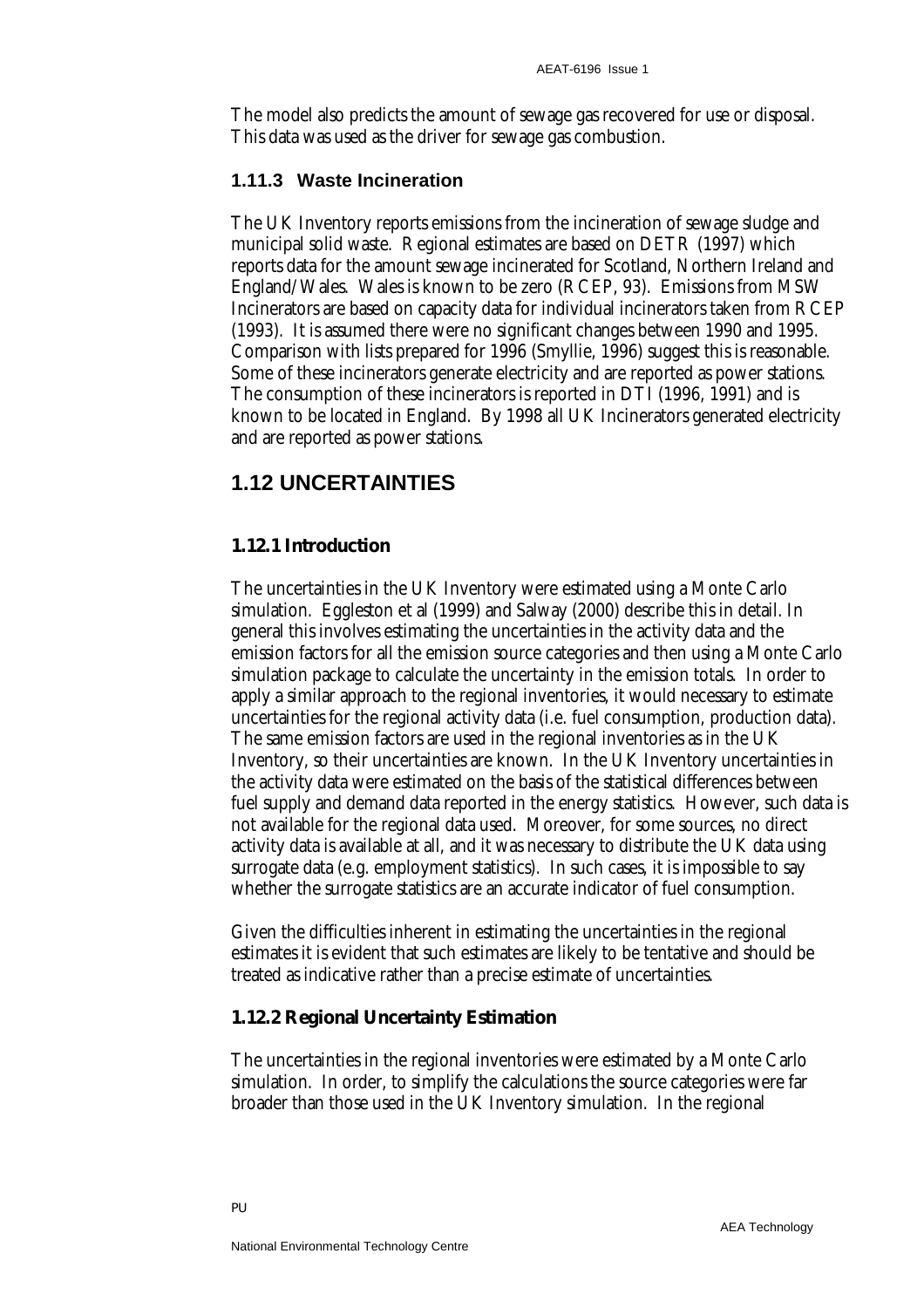The model also predicts the amount of sewage gas recovered for use or disposal. This data was used as the driver for sewage gas combustion.

### 1.11.3 Waste Incineration

The UK Inventory reports emissions from the incineration of sewage sludge and municipal solid waste. Regional estimates are based on DETR (1997) which reports data for the amount sewage incinerated for Scotland, Northern Ireland and England/Wales. Wales is known to be zero (RCEP, 93). Emissions from MSW Incinerators are based on capacity data for individual incinerators taken from RCEP (1993). It is assumed there were no significant changes between 1990 and 1995. Comparison with lists prepared for 1996 (Smyllie, 1996) suggest this is reasonable. Some of these incinerators generate electricity and are reported as power stations. The consumption of these incinerators is reported in DTI (1996, 1991) and is known to be located in England. By 1998 all UK Incinerators generated electricity and are reported as power stations.

## 1.12 UNCERTAINTIES

### 1.12.1 Introduction

The uncertainties in the UK Inventory were estimated using a Monte Carlo simulation. Eggleston et al (1999) and Salway (2000) describe this in detail. In general this involves estimating the uncertainties in the activity data and the emission factors for all the emission source categories and then using a Monte Carlo simulation package to calculate the uncertainty in the emission totals. In order to apply a similar approach to the regional inventories, it would necessary to estimate uncertainties for the regional activity data (i.e. fuel consumption, production data). The same emission factors are used in the regional inventories as in the UK Inventory, so their uncertainties are known. In the UK Inventory uncertainties in the activity data were estimated on the basis of the statistical differences between fuel supply and demand data reported in the energy statistics. However, such data is not available for the regional data used. Moreover, for some sources, no direct activity data is available at all, and it was necessary to distribute the UK data using surrogate data (e.g. employment statistics). In such cases, it is impossible to say whether the surrogate statistics are an accurate indicator of fuel consumption.

Given the difficulties inherent in estimating the uncertainties in the regional estimates it is evident that such estimates are likely to be tentative and should be treated as indicative rather than a precise estimate of uncertainties.

### 1.12.2 Regional Uncertainty Estimation

The uncertainties in the regional inventories were estimated by a Monte Carlo simulation. In order, to simplify the calculations the source categories were far broader than those used in the UK Inventory simulation. In the regional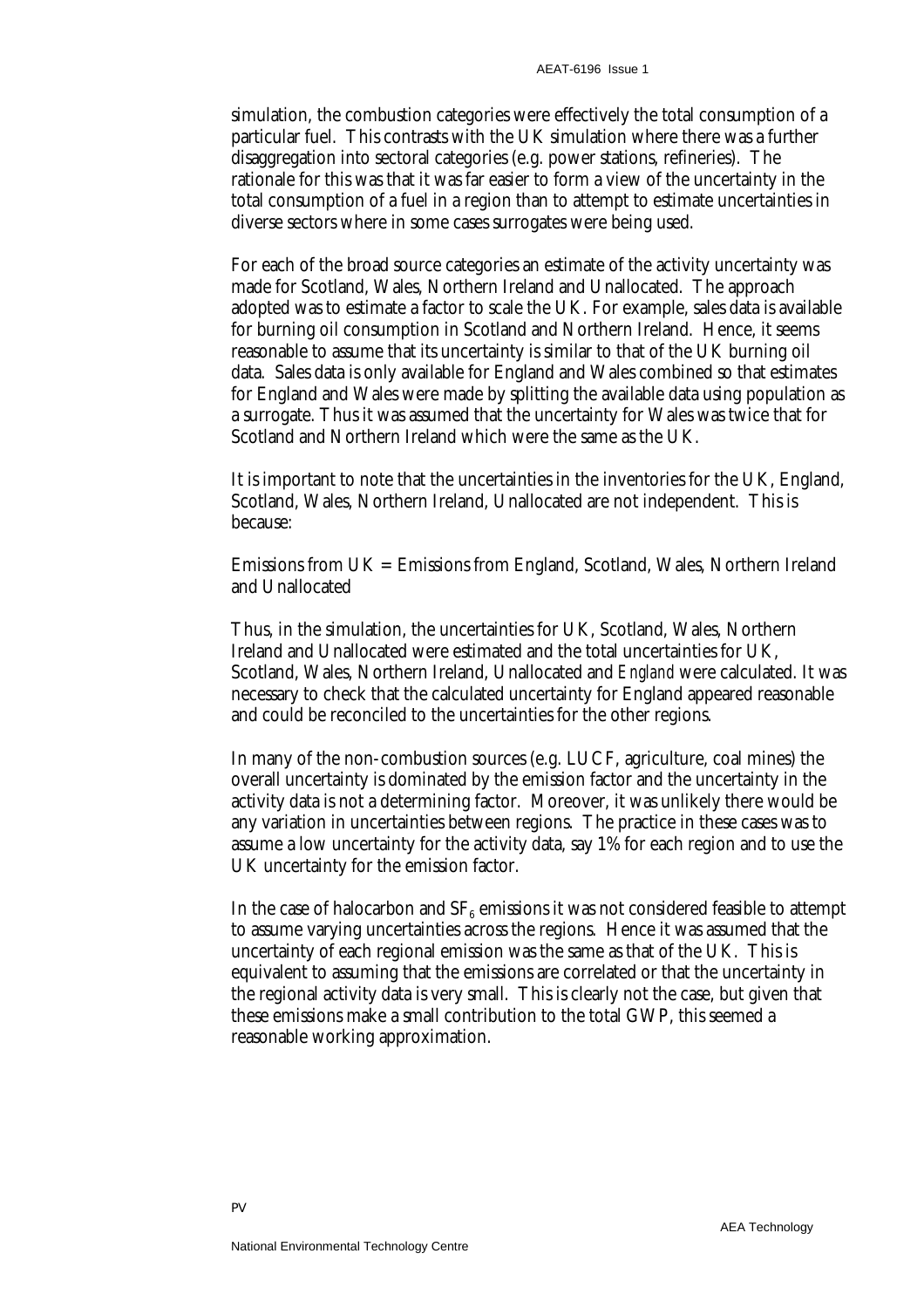simulation, the combustion categories were effectively the total consumption of a particular fuel. This contrasts with the UK simulation where there was a further disaggregation into sectoral categories (e.g. power stations, refineries). The rationale for this was that it was far easier to form a view of the uncertainty in the total consumption of a fuel in a region than to attempt to estimate uncertainties in diverse sectors where in some cases surrogates were being used.

For each of the broad source categories an estimate of the activity uncertainty was made for Scotland, Wales, Northern Ireland and Unallocated. The approach adopted was to estimate a factor to scale the UK. For example, sales data is available for burning oil consumption in Scotland and Northern Ireland. Hence, it seems reasonable to assume that its uncertainty is similar to that of the UK burning oil data. Sales data is only available for England and Wales combined so that estimates for England and Wales were made by splitting the available data using population as a surrogate. Thus it was assumed that the uncertainty for Wales was twice that for Scotland and Northern Ireland which were the same as the UK.

It is important to note that the uncertainties in the inventories for the UK, England, Scotland, Wales, Northern Ireland, Unallocated are not independent. This is because:

Emissions from UK = Emissions from England, Scotland, Wales, Northern Ireland and Unallocated

Thus, in the simulation, the uncertainties for UK, Scotland, Wales, Northern Ireland and Unallocated were estimated and the total uncertainties for UK, Scotland, Wales, Northern Ireland, Unallocated and *England* were calculated. It was necessary to check that the calculated uncertainty for England appeared reasonable and could be reconciled to the uncertainties for the other regions.

In many of the non-combustion sources (e.g. LUCF, agriculture, coal mines) the overall uncertainty is dominated by the emission factor and the uncertainty in the activity data is not a determining factor. Moreover, it was unlikely there would be any variation in uncertainties between regions. The practice in these cases was to assume a low uncertainty for the activity data, say 1% for each region and to use the UK uncertainty for the emission factor.

In the case of halocarbon and $SF_6$ emissions it was not considered feasible to attempt to assume varying uncertainties across the regions. Hence it was assumed that the uncertainty of each regional emission was the same as that of the UK. This is equivalent to assuming that the emissions are correlated or that the uncertainty in the regional activity data is very small. This is clearly not the case, but given that these emissions make a small contribution to the total GWP, this seemed a reasonable working approximation.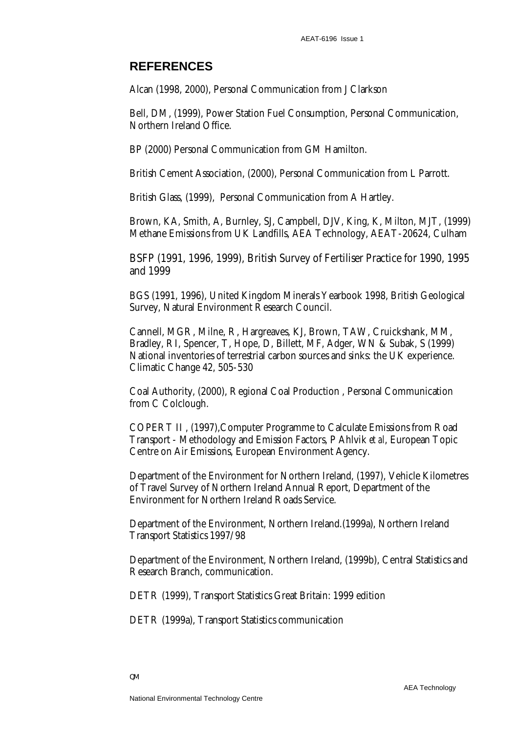## REFERENCES

Alcan (1998, 2000), Personal Communication from J Clarkson

Bell, DM, (1999), Power Station Fuel Consumption, Personal Communication, Northern Ireland Office.

BP (2000) Personal Communication from GM Hamilton.

British Cement Association, (2000), Personal Communication from L Parrott.

British Glass, (1999), Personal Communication from A Hartley.

Brown, KA, Smith, A, Burnley, SJ, Campbell, DJV, King, K, Milton, MJT, (1999) Methane Emissions from UK Landfills, AEA Technology, AEAT-20624, Culham

BSFP (1991, 1996, 1999), British Survey of Fertiliser Practice for 1990, 1995 and 1999

BGS (1991, 1996), United Kingdom Minerals Yearbook 1998, British Geological Survey, Natural Environment Research Council.

Cannell, MGR, Milne, R, Hargreaves, KJ, Brown, TAW, Cruickshank, MM, Bradley, RI, Spencer, T, Hope, D, Billett, MF, Adger, WN & Subak, S (1999) National inventories of terrestrial carbon sources and sinks: the UK experience. Climatic Change 42, 505-530

Coal Authority, (2000), Regional Coal Production , Personal Communication from C Colclough.

COPERT II , (1997),Computer Programme to Calculate Emissions from Road Transport - Methodology and Emission Factors, P Ahlvik *et al*, European Topic Centre on Air Emissions, European Environment Agency.

Department of the Environment for Northern Ireland, (1997), Vehicle Kilometres of Travel Survey of Northern Ireland Annual Report, Department of the Environment for Northern Ireland Roads Service.

Department of the Environment, Northern Ireland.(1999a), Northern Ireland Transport Statistics 1997/98

Department of the Environment, Northern Ireland, (1999b), Central Statistics and Research Branch, communication.

DETR (1999), Transport Statistics Great Britain: 1999 edition

DETR (1999a), Transport Statistics communication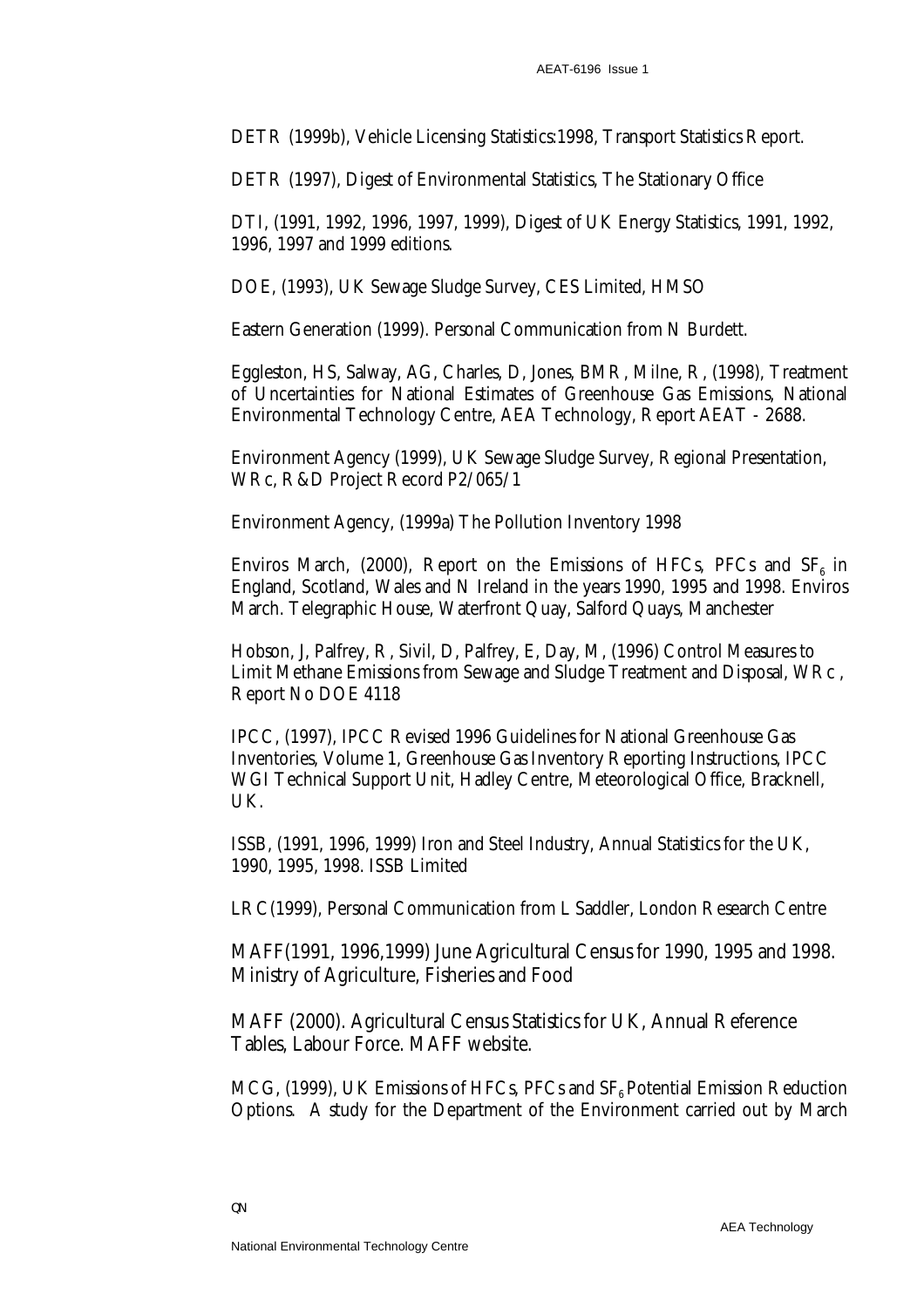DETR (1999b), Vehicle Licensing Statistics:1998, Transport Statistics Report.

DETR (1997), Digest of Environmental Statistics, The Stationary Office

DTI, (1991, 1992, 1996, 1997, 1999), Digest of UK Energy Statistics, 1991, 1992, 1996, 1997 and 1999 editions.

DOE, (1993), UK Sewage Sludge Survey, CES Limited, HMSO

Eastern Generation (1999). Personal Communication from N Burdett.

Eggleston, HS, Salway, AG, Charles, D, Jones, BMR, Milne, R, (1998), Treatment of Uncertainties for National Estimates of Greenhouse Gas Emissions, National Environmental Technology Centre, AEA Technology, Report AEAT - 2688.

Environment Agency (1999), UK Sewage Sludge Survey, Regional Presentation, WRc, R&D Project Record P2/065/1

Environment Agency, (1999a) The Pollution Inventory 1998

Enviros March, (2000), Report on the Emissions of HFCs, PFCs and $SF_6$ in England, Scotland, Wales and N Ireland in the years 1990, 1995 and 1998. Enviros March. Telegraphic House, Waterfront Quay, Salford Quays, Manchester

Hobson, J, Palfrey, R, Sivil, D, Palfrey, E, Day, M, (1996) Control Measures to Limit Methane Emissions from Sewage and Sludge Treatment and Disposal, WRc, Report No DOE 4118

IPCC, (1997), IPCC Revised 1996 Guidelines for National Greenhouse Gas Inventories, Volume 1, Greenhouse Gas Inventory Reporting Instructions, IPCC WGI Technical Support Unit, Hadley Centre, Meteorological Office, Bracknell, UK.

ISSB, (1991, 1996, 1999) Iron and Steel Industry, Annual Statistics for the UK, 1990, 1995, 1998. ISSB Limited

LRC(1999), Personal Communication from L Saddler, London Research Centre

MAFF(1991, 1996,1999) June Agricultural Census for 1990, 1995 and 1998. Ministry of Agriculture, Fisheries and Food

MAFF (2000). Agricultural Census Statistics for UK, Annual Reference Tables, Labour Force. MAFF website.

MCG, (1999), UK Emissions of HFCs, PFCs and $SF_6$ Potential Emission Reduction Options. A study for the Department of the Environment carried out by March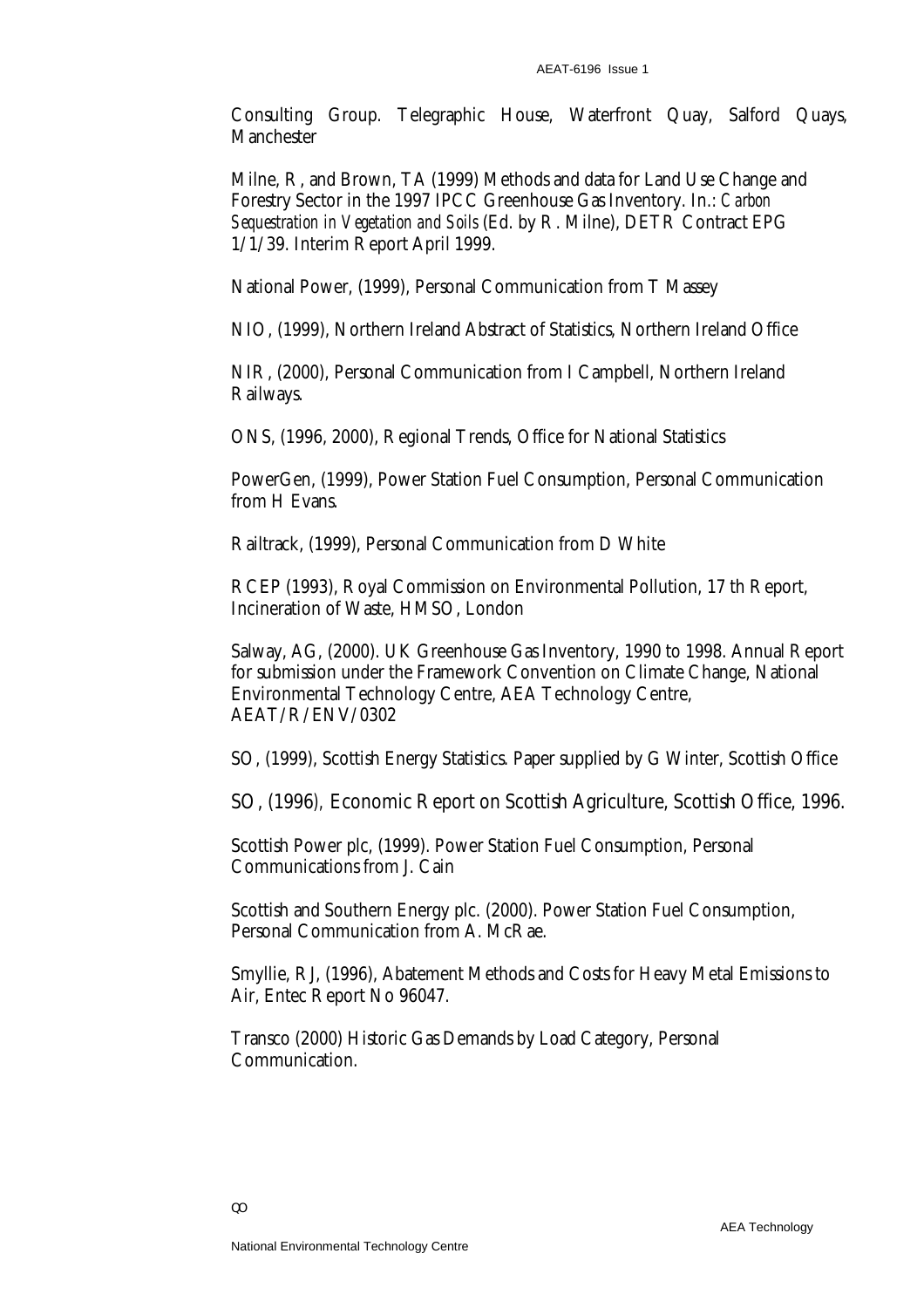Consulting Group. Telegraphic House, Waterfront Quay, Salford Quays, Manchester

Milne, R, and Brown, TA (1999) Methods and data for Land Use Change and Forestry Sector in the 1997 IPCC Greenhouse Gas Inventory. In.: *Carbon Sequestration in Vegetation and Soils* (Ed. by R. Milne), DETR Contract EPG 1/1/39. Interim Report April 1999.

National Power, (1999), Personal Communication from T Massey

NIO, (1999), Northern Ireland Abstract of Statistics, Northern Ireland Office

NIR, (2000), Personal Communication from I Campbell, Northern Ireland Railways.

ONS, (1996, 2000), Regional Trends, Office for National Statistics

PowerGen, (1999), Power Station Fuel Consumption, Personal Communication from H Evans.

Railtrack, (1999), Personal Communication from D White

RCEP (1993), Royal Commission on Environmental Pollution, 17 th Report, Incineration of Waste, HMSO, London

Salway, AG, (2000). UK Greenhouse Gas Inventory, 1990 to 1998. Annual Report for submission under the Framework Convention on Climate Change, National Environmental Technology Centre, AEA Technology Centre, AEAT/R/ENV/0302

SO, (1999), Scottish Energy Statistics. Paper supplied by G Winter, Scottish Office

SO, (1996), Economic Report on Scottish Agriculture, Scottish Office, 1996.

Scottish Power plc, (1999). Power Station Fuel Consumption, Personal Communications from J. Cain

Scottish and Southern Energy plc. (2000). Power Station Fuel Consumption, Personal Communication from A. McRae.

Smyllie, R J, (1996), Abatement Methods and Costs for Heavy Metal Emissions to Air, Entec Report No 96047.

Transco (2000) Historic Gas Demands by Load Category, Personal Communication.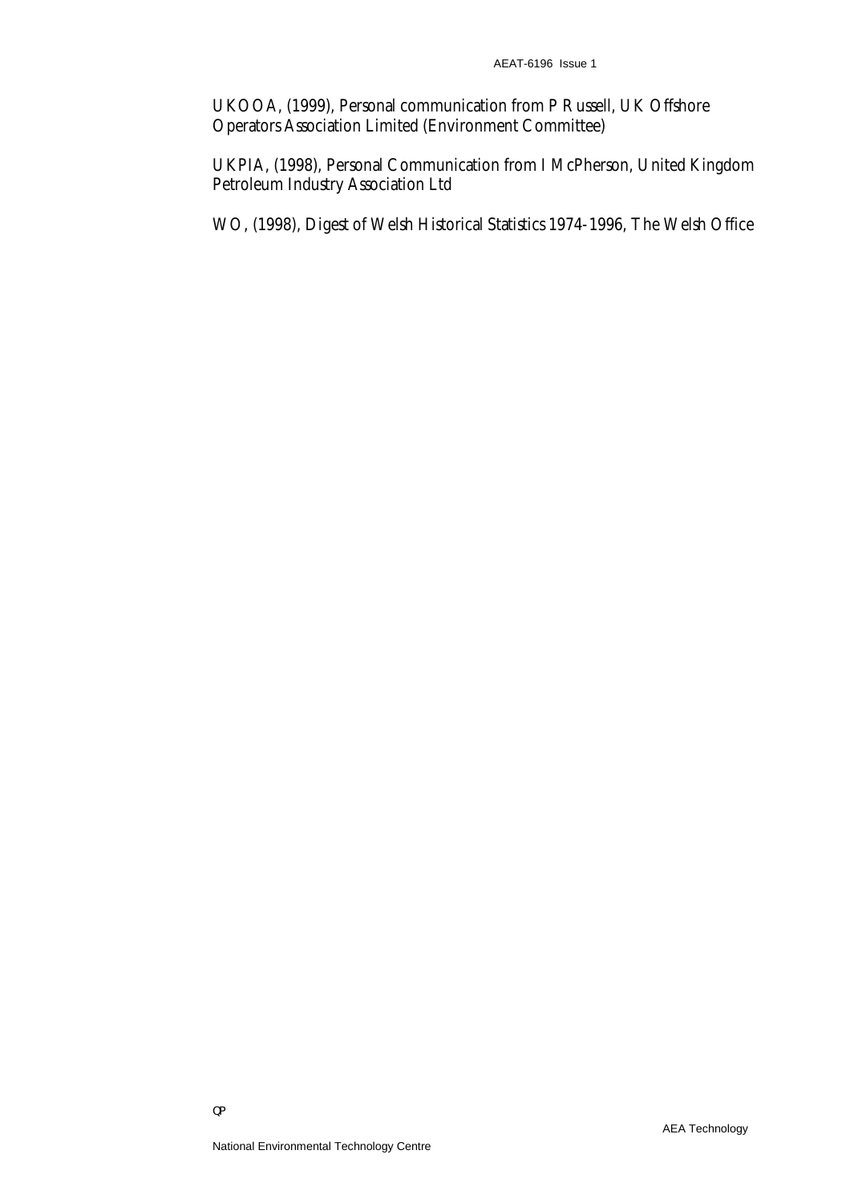UKOOA, (1999), Personal communication from P Russell, UK Offshore Operators Association Limited (Environment Committee)

UKPIA, (1998), Personal Communication from I McPherson, United Kingdom Petroleum Industry Association Ltd

WO, (1998), Digest of Welsh Historical Statistics 1974-1996, The Welsh Office